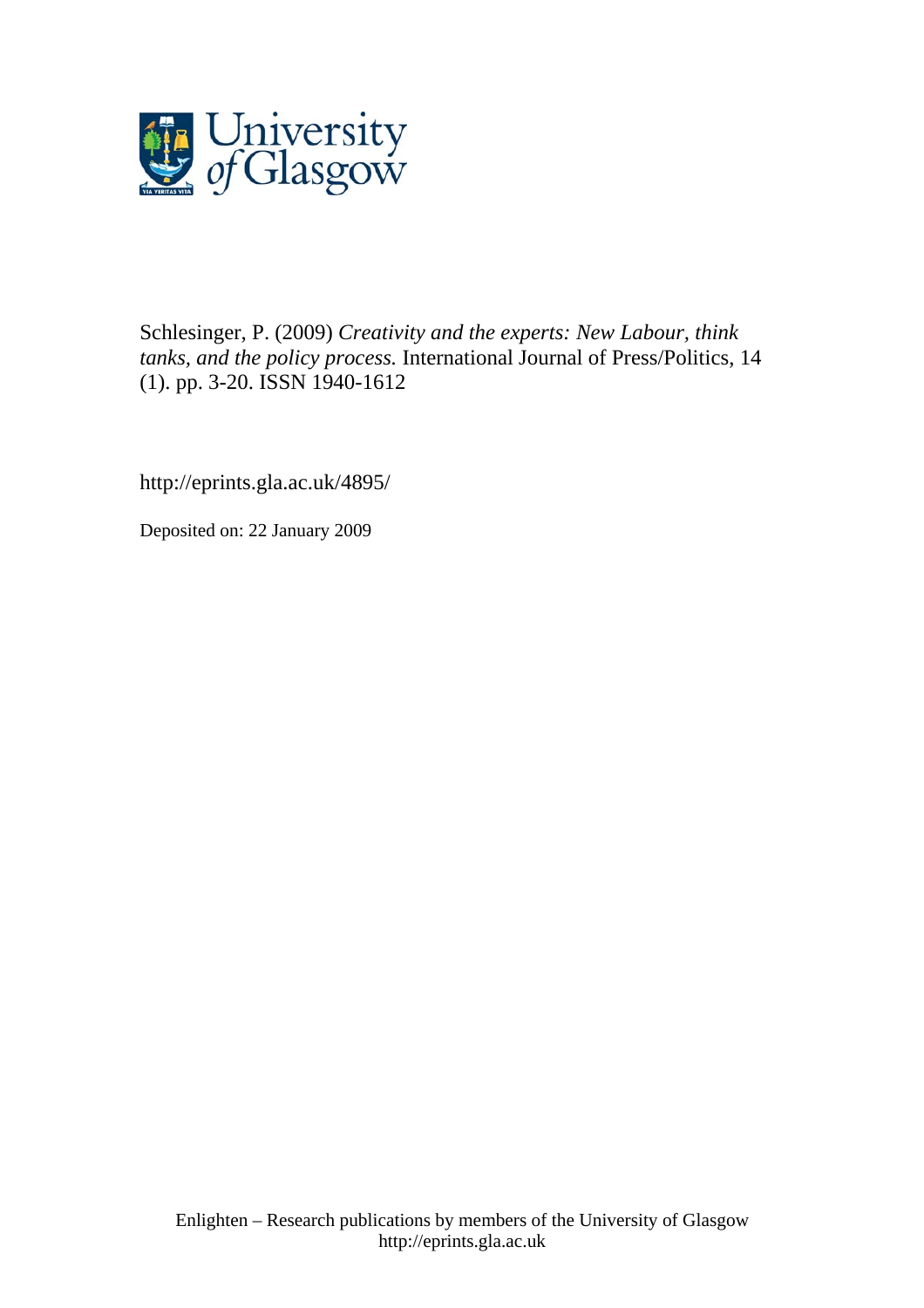Schlesinger, P. (2009) *Creativity and the experts: New Labour, think tanks, and the policy process.* International Journal of Press/Politics, 14 (1). pp. 3-20. ISSN 1940-1612

http://eprints.gla.ac.uk/4895/

Deposited on: 22 January 2009

Enlighten – Research publications by members of the University of Glasgow
http://eprints.gla.ac.uk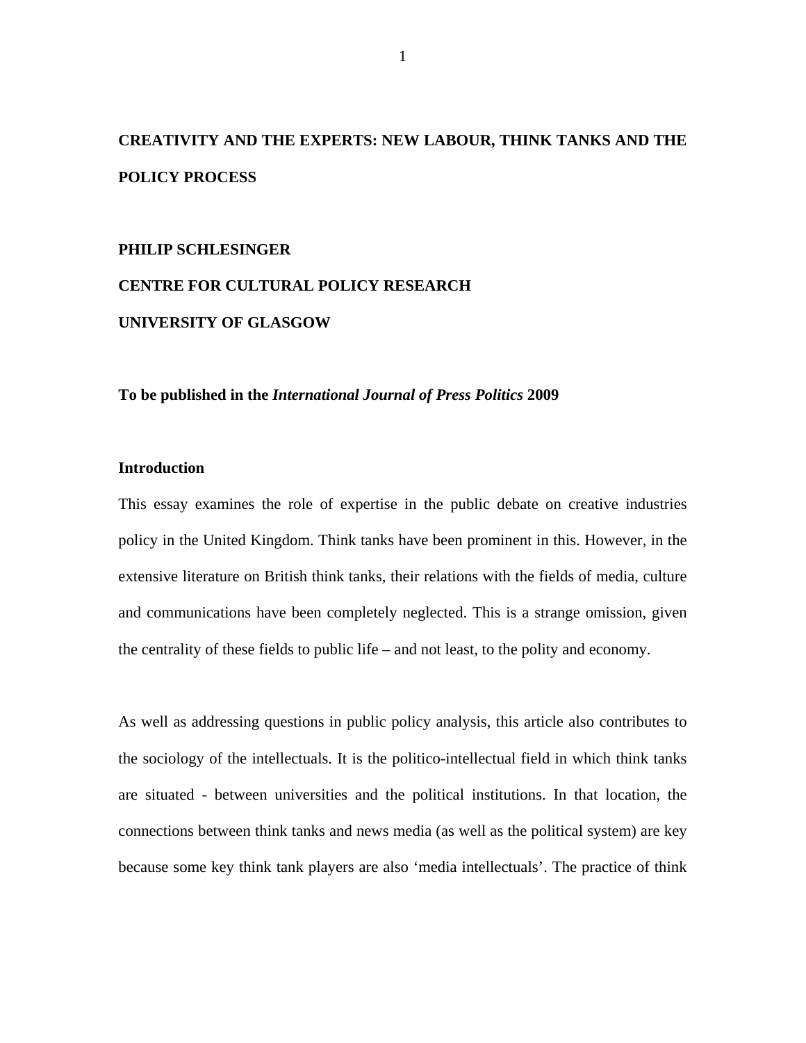# CREATIVITY AND THE EXPERTS: NEW LABOUR, THINK TANKS AND THE POLICY PROCESS

**PHILIP SCHLESINGER**

**CENTRE FOR CULTURAL POLICY RESEARCH**

**UNIVERSITY OF GLASGOW**

**To be published in the *International Journal of Press Politics* 2009**

## Introduction

This essay examines the role of expertise in the public debate on creative industries policy in the United Kingdom. Think tanks have been prominent in this. However, in the extensive literature on British think tanks, their relations with the fields of media, culture and communications have been completely neglected. This is a strange omission, given the centrality of these fields to public life – and not least, to the polity and economy.

As well as addressing questions in public policy analysis, this article also contributes to the sociology of the intellectuals. It is the politico-intellectual field in which think tanks are situated - between universities and the political institutions. In that location, the connections between think tanks and news media (as well as the political system) are key because some key think tank players are also 'media intellectuals'. The practice of think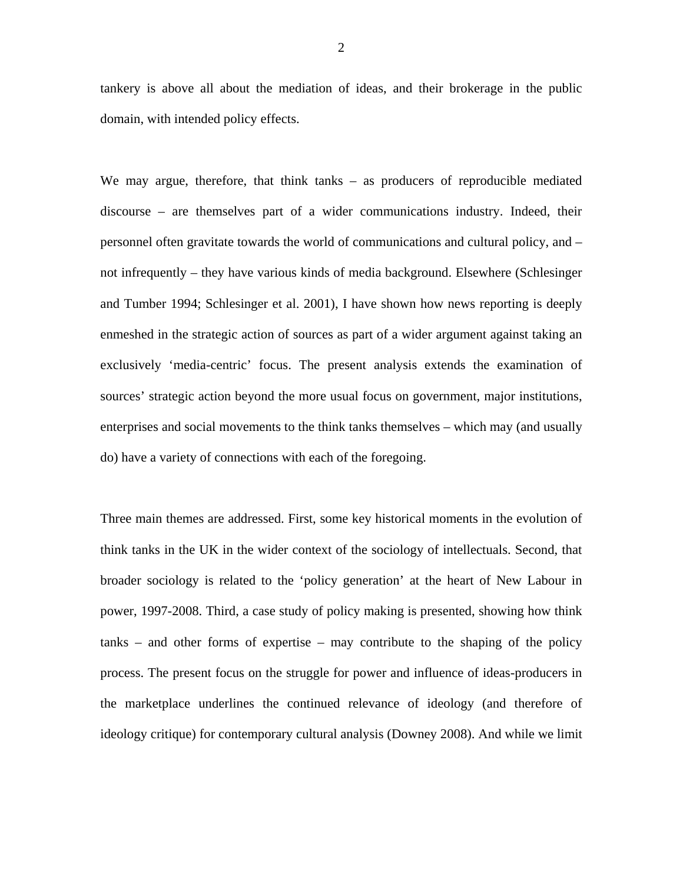tankery is above all about the mediation of ideas, and their brokerage in the public domain, with intended policy effects.

We may argue, therefore, that think tanks – as producers of reproducible mediated discourse – are themselves part of a wider communications industry. Indeed, their personnel often gravitate towards the world of communications and cultural policy, and – not infrequently – they have various kinds of media background. Elsewhere (Schlesinger and Tumber 1994; Schlesinger et al. 2001), I have shown how news reporting is deeply enmeshed in the strategic action of sources as part of a wider argument against taking an exclusively 'media-centric' focus. The present analysis extends the examination of sources' strategic action beyond the more usual focus on government, major institutions, enterprises and social movements to the think tanks themselves – which may (and usually do) have a variety of connections with each of the foregoing.

Three main themes are addressed. First, some key historical moments in the evolution of think tanks in the UK in the wider context of the sociology of intellectuals. Second, that broader sociology is related to the 'policy generation' at the heart of New Labour in power, 1997-2008. Third, a case study of policy making is presented, showing how think tanks – and other forms of expertise – may contribute to the shaping of the policy process. The present focus on the struggle for power and influence of ideas-producers in the marketplace underlines the continued relevance of ideology (and therefore of ideology critique) for contemporary cultural analysis (Downey 2008). And while we limit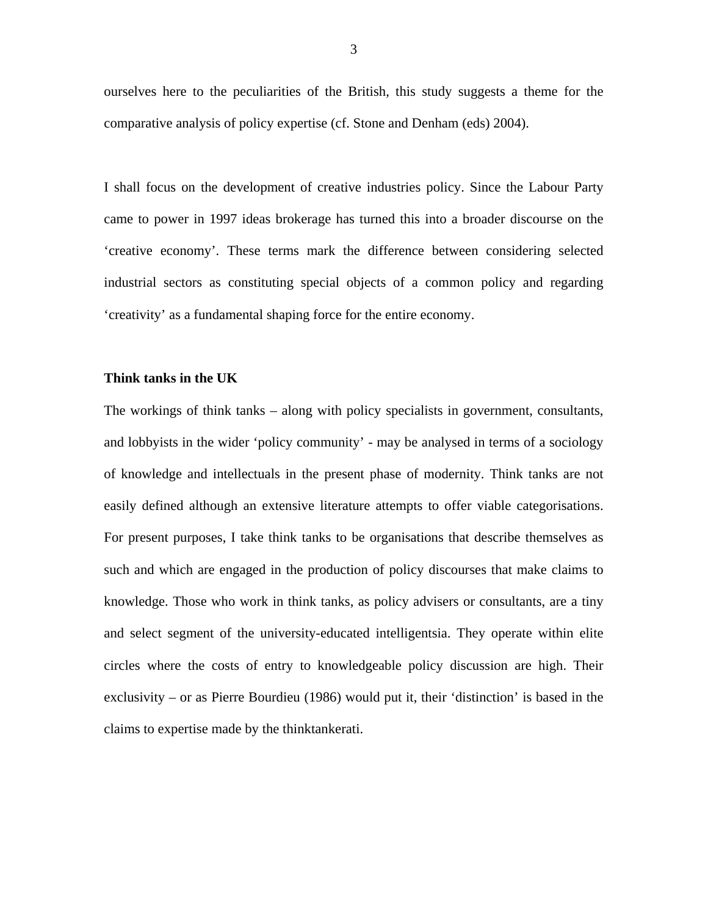ourselves here to the peculiarities of the British, this study suggests a theme for the comparative analysis of policy expertise (cf. Stone and Denham (eds) 2004).

I shall focus on the development of creative industries policy. Since the Labour Party came to power in 1997 ideas brokerage has turned this into a broader discourse on the 'creative economy'. These terms mark the difference between considering selected industrial sectors as constituting special objects of a common policy and regarding 'creativity' as a fundamental shaping force for the entire economy.

**Think tanks in the UK**

The workings of think tanks – along with policy specialists in government, consultants, and lobbyists in the wider 'policy community' - may be analysed in terms of a sociology of knowledge and intellectuals in the present phase of modernity. Think tanks are not easily defined although an extensive literature attempts to offer viable categorisations. For present purposes, I take think tanks to be organisations that describe themselves as such and which are engaged in the production of policy discourses that make claims to knowledge. Those who work in think tanks, as policy advisers or consultants, are a tiny and select segment of the university-educated intelligentsia. They operate within elite circles where the costs of entry to knowledgeable policy discussion are high. Their exclusivity – or as Pierre Bourdieu (1986) would put it, their 'distinction' is based in the claims to expertise made by the thinktankerati.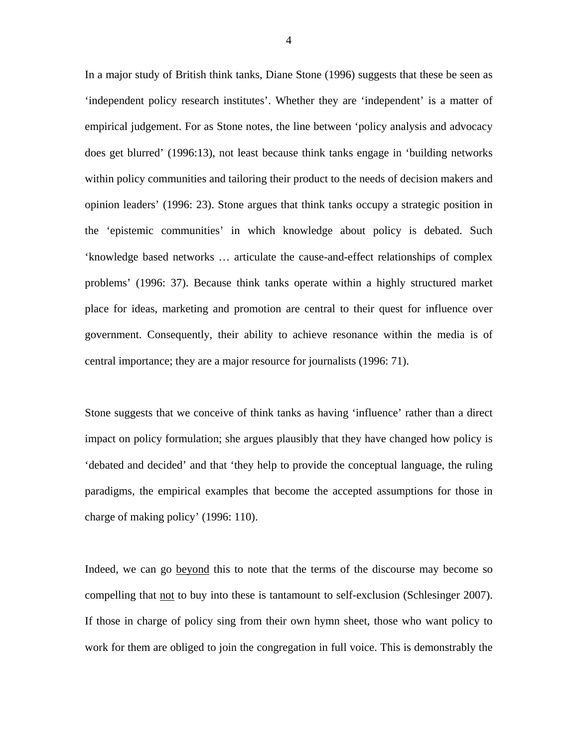In a major study of British think tanks, Diane Stone (1996) suggests that these be seen as 'independent policy research institutes'. Whether they are 'independent' is a matter of empirical judgement. For as Stone notes, the line between 'policy analysis and advocacy does get blurred' (1996:13), not least because think tanks engage in 'building networks within policy communities and tailoring their product to the needs of decision makers and opinion leaders' (1996: 23). Stone argues that think tanks occupy a strategic position in the 'epistemic communities' in which knowledge about policy is debated. Such 'knowledge based networks … articulate the cause-and-effect relationships of complex problems' (1996: 37). Because think tanks operate within a highly structured market place for ideas, marketing and promotion are central to their quest for influence over government. Consequently, their ability to achieve resonance within the media is of central importance; they are a major resource for journalists (1996: 71).

Stone suggests that we conceive of think tanks as having 'influence' rather than a direct impact on policy formulation; she argues plausibly that they have changed how policy is 'debated and decided' and that 'they help to provide the conceptual language, the ruling paradigms, the empirical examples that become the accepted assumptions for those in charge of making policy' (1996: 110).

Indeed, we can go <u>beyond</u> this to note that the terms of the discourse may become so compelling that <u>not</u> to buy into these is tantamount to self-exclusion (Schlesinger 2007). If those in charge of policy sing from their own hymn sheet, those who want policy to work for them are obliged to join the congregation in full voice. This is demonstrably the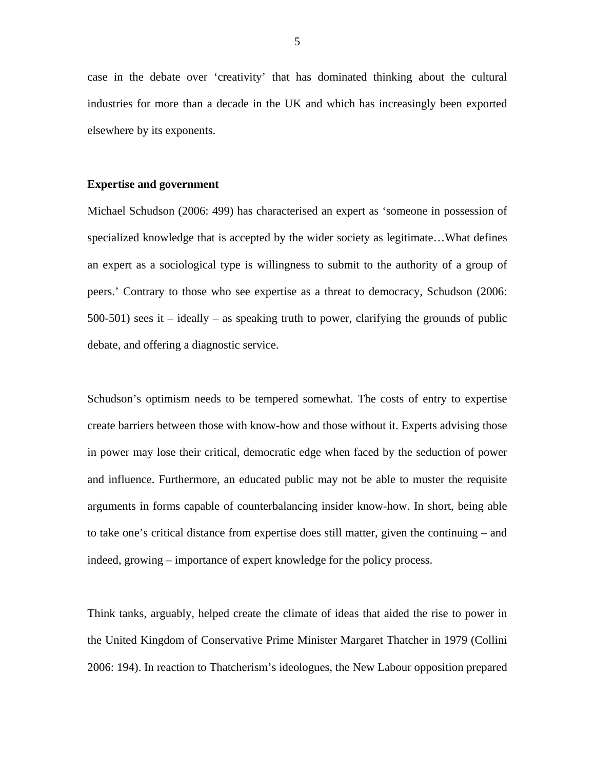case in the debate over 'creativity' that has dominated thinking about the cultural industries for more than a decade in the UK and which has increasingly been exported elsewhere by its exponents.

**Expertise and government**

Michael Schudson (2006: 499) has characterised an expert as 'someone in possession of specialized knowledge that is accepted by the wider society as legitimate…What defines an expert as a sociological type is willingness to submit to the authority of a group of peers.' Contrary to those who see expertise as a threat to democracy, Schudson (2006: 500-501) sees it – ideally – as speaking truth to power, clarifying the grounds of public debate, and offering a diagnostic service.

Schudson's optimism needs to be tempered somewhat. The costs of entry to expertise create barriers between those with know-how and those without it. Experts advising those in power may lose their critical, democratic edge when faced by the seduction of power and influence. Furthermore, an educated public may not be able to muster the requisite arguments in forms capable of counterbalancing insider know-how. In short, being able to take one's critical distance from expertise does still matter, given the continuing – and indeed, growing – importance of expert knowledge for the policy process.

Think tanks, arguably, helped create the climate of ideas that aided the rise to power in the United Kingdom of Conservative Prime Minister Margaret Thatcher in 1979 (Collini 2006: 194). In reaction to Thatcherism's ideologues, the New Labour opposition prepared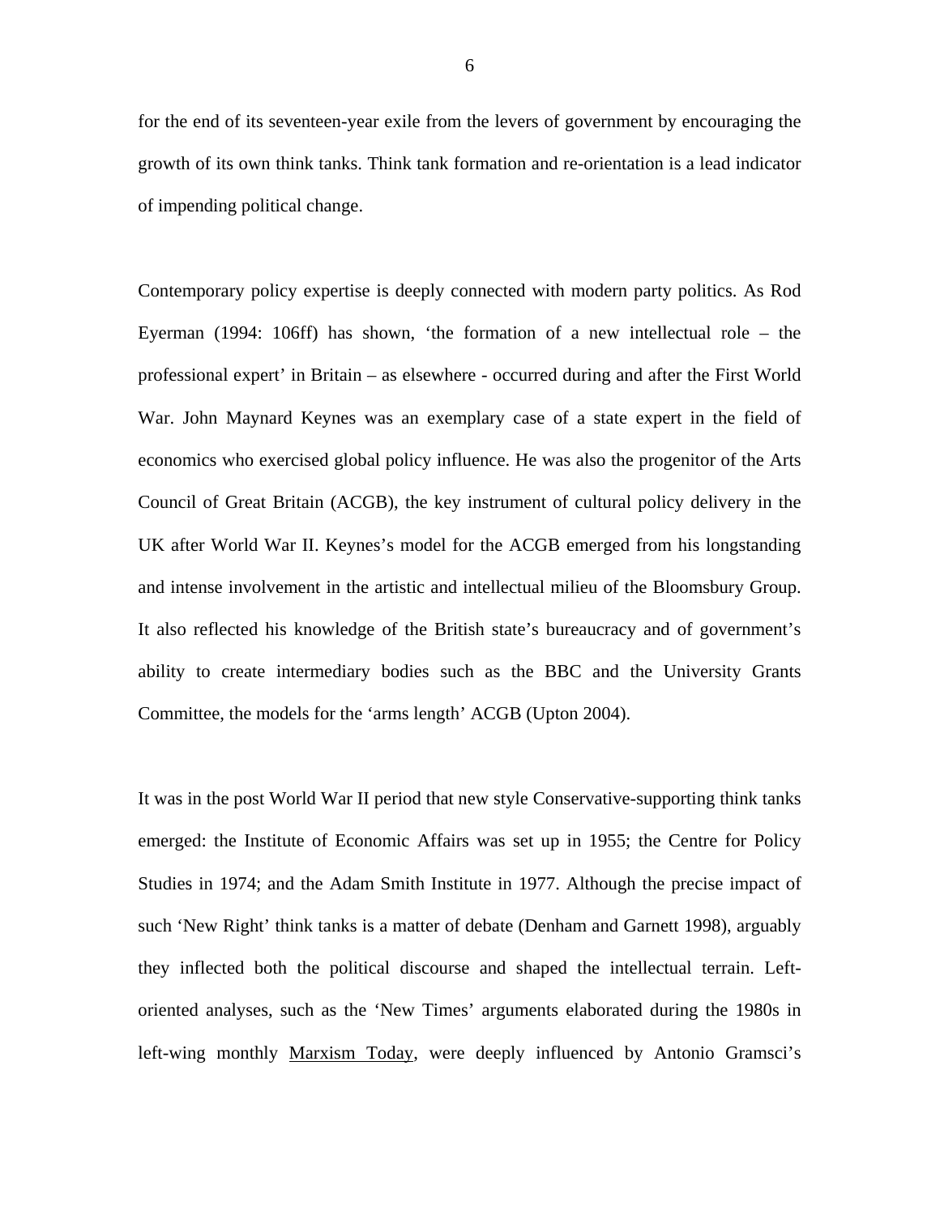for the end of its seventeen-year exile from the levers of government by encouraging the growth of its own think tanks. Think tank formation and re-orientation is a lead indicator of impending political change.

Contemporary policy expertise is deeply connected with modern party politics. As Rod Eyerman (1994: 106ff) has shown, 'the formation of a new intellectual role – the professional expert' in Britain – as elsewhere - occurred during and after the First World War. John Maynard Keynes was an exemplary case of a state expert in the field of economics who exercised global policy influence. He was also the progenitor of the Arts Council of Great Britain (ACGB), the key instrument of cultural policy delivery in the UK after World War II. Keynes's model for the ACGB emerged from his longstanding and intense involvement in the artistic and intellectual milieu of the Bloomsbury Group. It also reflected his knowledge of the British state's bureaucracy and of government's ability to create intermediary bodies such as the BBC and the University Grants Committee, the models for the 'arms length' ACGB (Upton 2004).

It was in the post World War II period that new style Conservative-supporting think tanks emerged: the Institute of Economic Affairs was set up in 1955; the Centre for Policy Studies in 1974; and the Adam Smith Institute in 1977. Although the precise impact of such 'New Right' think tanks is a matter of debate (Denham and Garnett 1998), arguably they inflected both the political discourse and shaped the intellectual terrain. Left-oriented analyses, such as the 'New Times' arguments elaborated during the 1980s in left-wing monthly <u>Marxism Today</u>, were deeply influenced by Antonio Gramsci's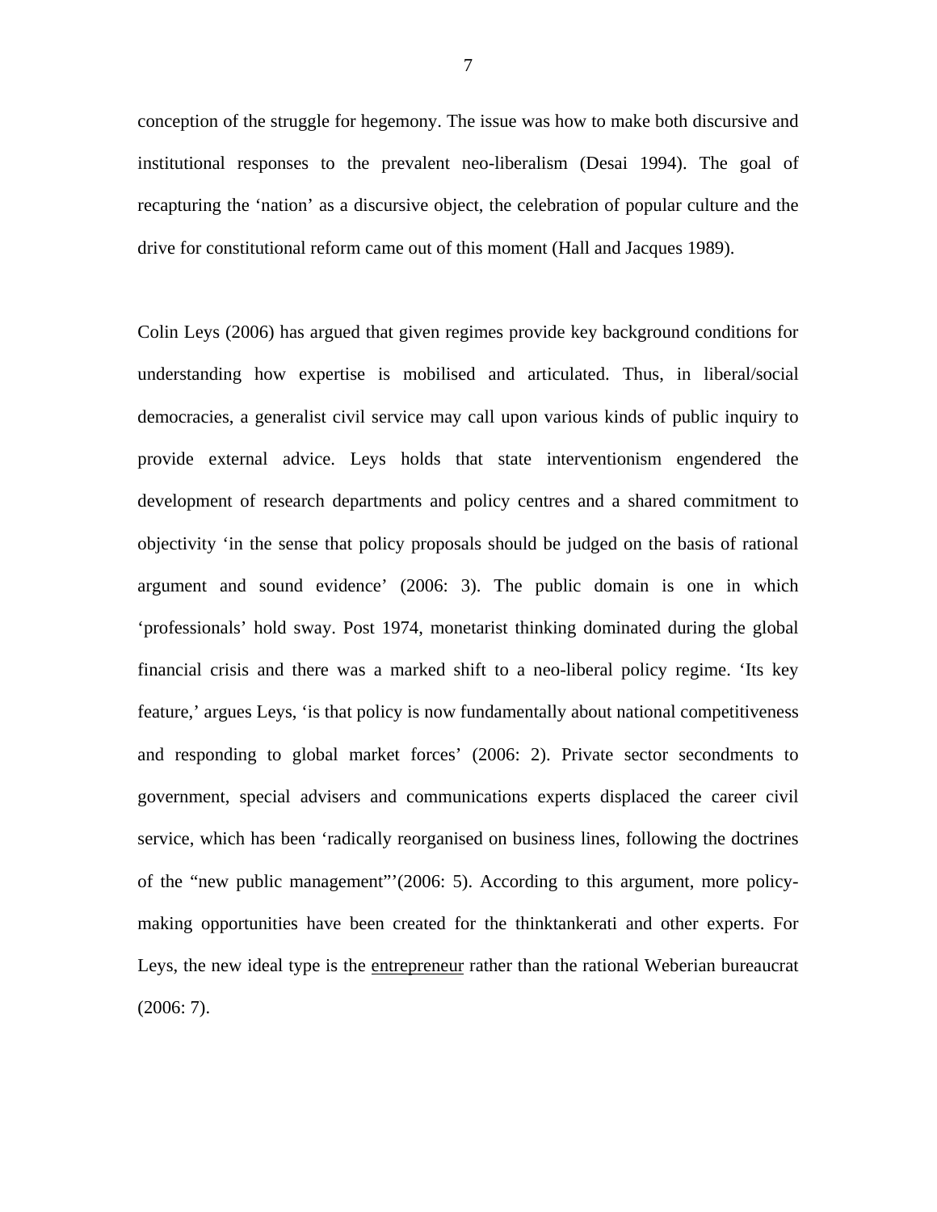conception of the struggle for hegemony. The issue was how to make both discursive and institutional responses to the prevalent neo-liberalism (Desai 1994). The goal of recapturing the 'nation' as a discursive object, the celebration of popular culture and the drive for constitutional reform came out of this moment (Hall and Jacques 1989).

Colin Leys (2006) has argued that given regimes provide key background conditions for understanding how expertise is mobilised and articulated. Thus, in liberal/social democracies, a generalist civil service may call upon various kinds of public inquiry to provide external advice. Leys holds that state interventionism engendered the development of research departments and policy centres and a shared commitment to objectivity 'in the sense that policy proposals should be judged on the basis of rational argument and sound evidence' (2006: 3). The public domain is one in which 'professionals' hold sway. Post 1974, monetarist thinking dominated during the global financial crisis and there was a marked shift to a neo-liberal policy regime. 'Its key feature,' argues Leys, 'is that policy is now fundamentally about national competitiveness and responding to global market forces' (2006: 2). Private sector secondments to government, special advisers and communications experts displaced the career civil service, which has been 'radically reorganised on business lines, following the doctrines of the "new public management"'(2006: 5). According to this argument, more policy-making opportunities have been created for the thinktankerati and other experts. For Leys, the new ideal type is the <u>entrepreneur</u> rather than the rational Weberian bureaucrat (2006: 7).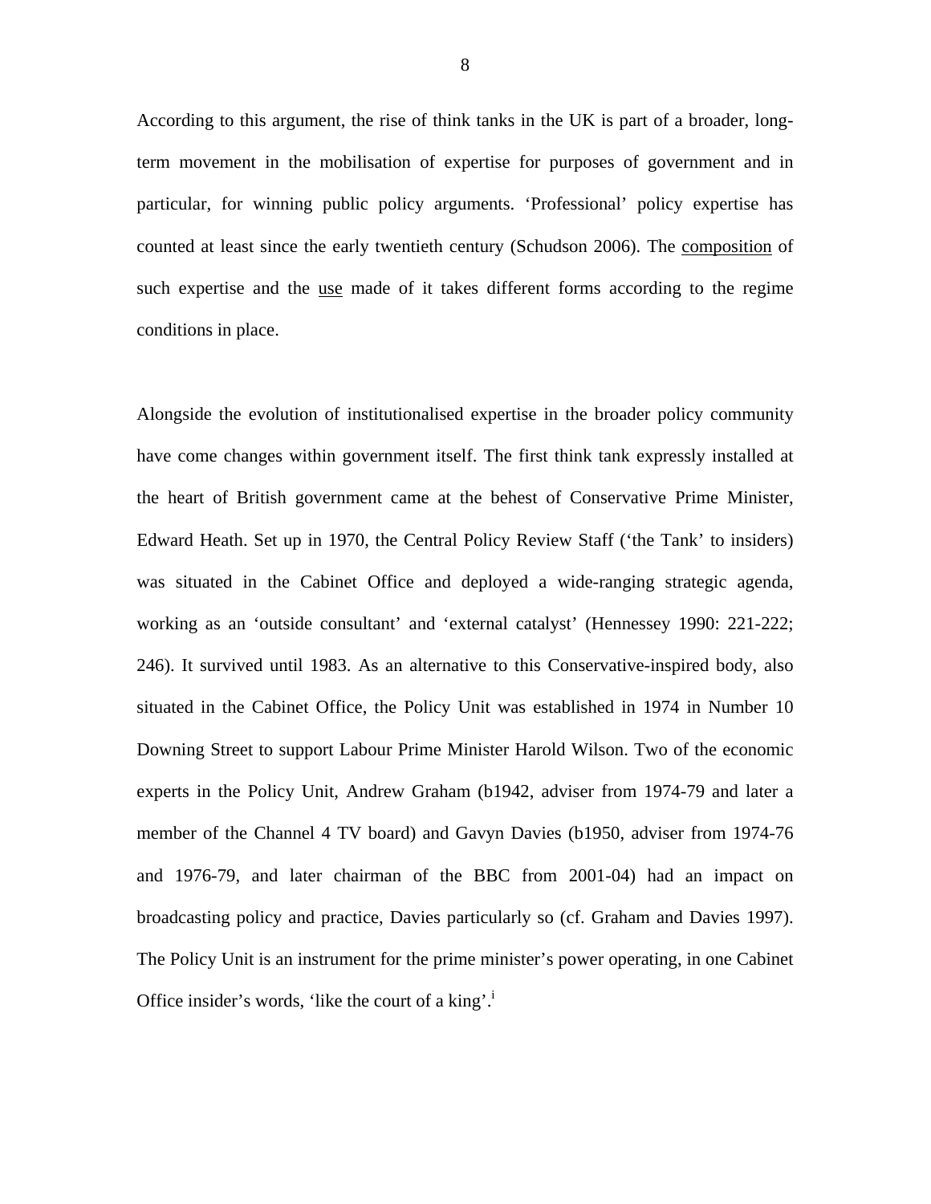According to this argument, the rise of think tanks in the UK is part of a broader, long-term movement in the mobilisation of expertise for purposes of government and in particular, for winning public policy arguments. 'Professional' policy expertise has counted at least since the early twentieth century (Schudson 2006). The <u>composition</u> of such expertise and the <u>use</u> made of it takes different forms according to the regime conditions in place.

Alongside the evolution of institutionalised expertise in the broader policy community have come changes within government itself. The first think tank expressly installed at the heart of British government came at the behest of Conservative Prime Minister, Edward Heath. Set up in 1970, the Central Policy Review Staff ('the Tank' to insiders) was situated in the Cabinet Office and deployed a wide-ranging strategic agenda, working as an 'outside consultant' and 'external catalyst' (Hennessey 1990: 221-222; 246). It survived until 1983. As an alternative to this Conservative-inspired body, also situated in the Cabinet Office, the Policy Unit was established in 1974 in Number 10 Downing Street to support Labour Prime Minister Harold Wilson. Two of the economic experts in the Policy Unit, Andrew Graham (b1942, adviser from 1974-79 and later a member of the Channel 4 TV board) and Gavyn Davies (b1950, adviser from 1974-76 and 1976-79, and later chairman of the BBC from 2001-04) had an impact on broadcasting policy and practice, Davies particularly so (cf. Graham and Davies 1997). The Policy Unit is an instrument for the prime minister's power operating, in one Cabinet Office insider's words, 'like the court of a king'.[i]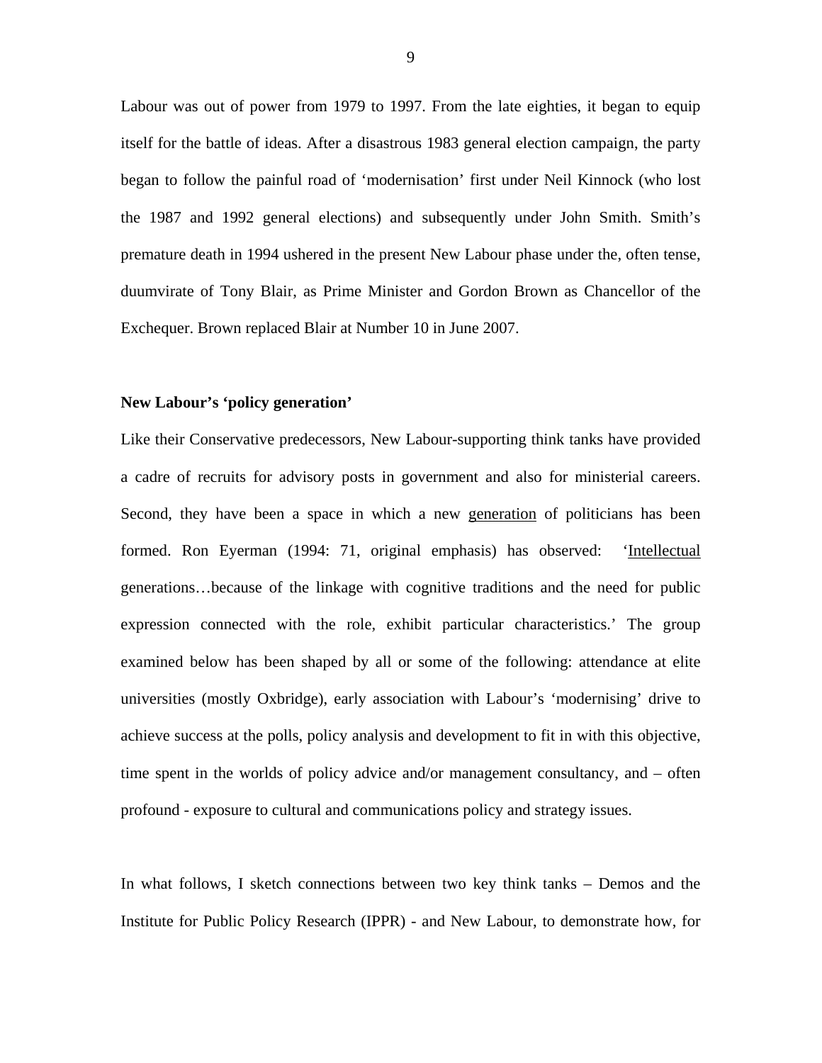Labour was out of power from 1979 to 1997. From the late eighties, it began to equip itself for the battle of ideas. After a disastrous 1983 general election campaign, the party began to follow the painful road of 'modernisation' first under Neil Kinnock (who lost the 1987 and 1992 general elections) and subsequently under John Smith. Smith's premature death in 1994 ushered in the present New Labour phase under the, often tense, duumvirate of Tony Blair, as Prime Minister and Gordon Brown as Chancellor of the Exchequer. Brown replaced Blair at Number 10 in June 2007.

**New Labour's 'policy generation'**

Like their Conservative predecessors, New Labour-supporting think tanks have provided a cadre of recruits for advisory posts in government and also for ministerial careers. Second, they have been a space in which a new <u>generation</u> of politicians has been formed. Ron Eyerman (1994: 71, original emphasis) has observed: '<u>Intellectual</u> generations…because of the linkage with cognitive traditions and the need for public expression connected with the role, exhibit particular characteristics.' The group examined below has been shaped by all or some of the following: attendance at elite universities (mostly Oxbridge), early association with Labour's 'modernising' drive to achieve success at the polls, policy analysis and development to fit in with this objective, time spent in the worlds of policy advice and/or management consultancy, and – often profound - exposure to cultural and communications policy and strategy issues.

In what follows, I sketch connections between two key think tanks – Demos and the Institute for Public Policy Research (IPPR) - and New Labour, to demonstrate how, for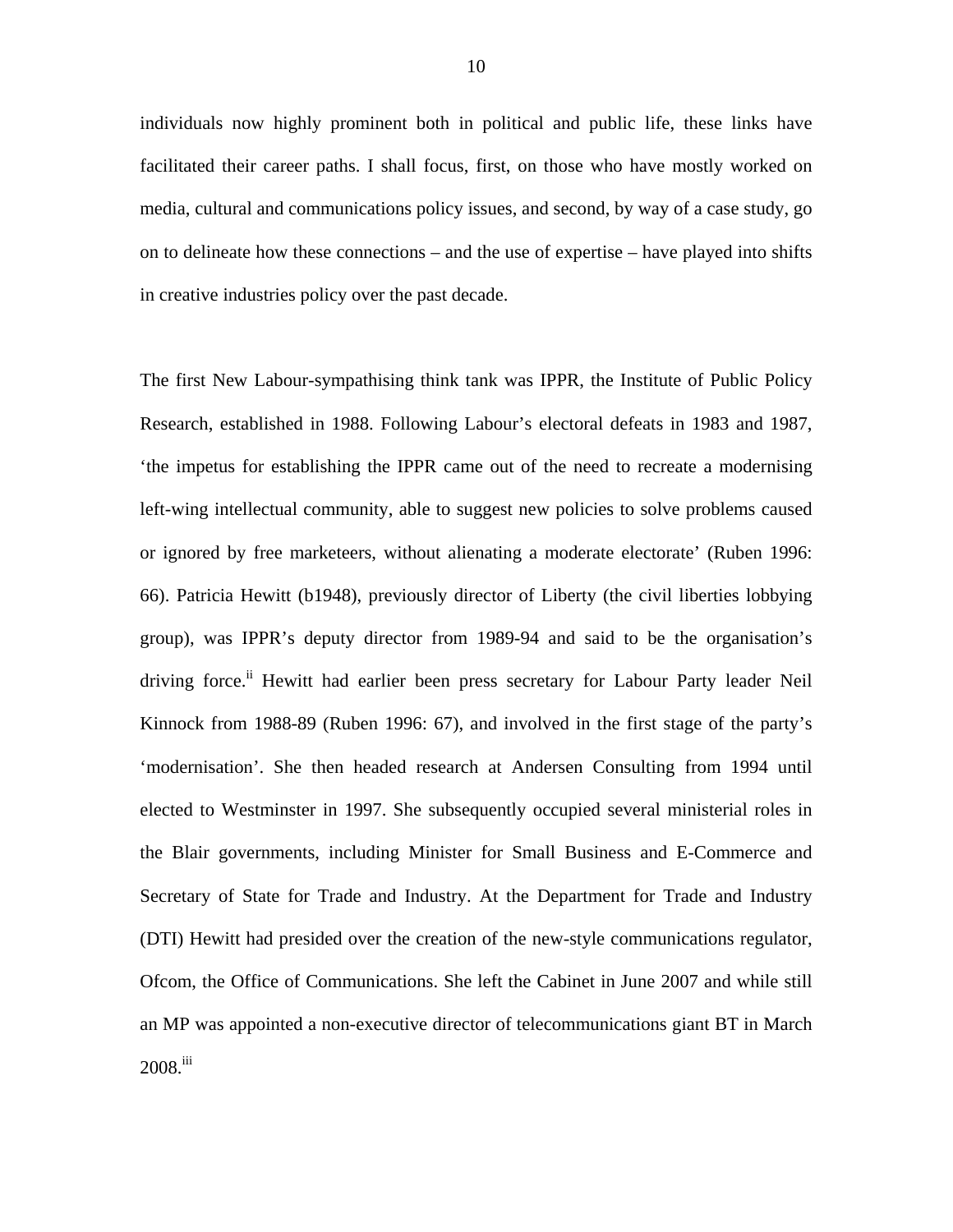individuals now highly prominent both in political and public life, these links have facilitated their career paths. I shall focus, first, on those who have mostly worked on media, cultural and communications policy issues, and second, by way of a case study, go on to delineate how these connections – and the use of expertise – have played into shifts in creative industries policy over the past decade.

The first New Labour-sympathising think tank was IPPR, the Institute of Public Policy Research, established in 1988. Following Labour's electoral defeats in 1983 and 1987, 'the impetus for establishing the IPPR came out of the need to recreate a modernising left-wing intellectual community, able to suggest new policies to solve problems caused or ignored by free marketeers, without alienating a moderate electorate' (Ruben 1996: 66). Patricia Hewitt (b1948), previously director of Liberty (the civil liberties lobbying group), was IPPR's deputy director from 1989-94 and said to be the organisation's driving force.[ii] Hewitt had earlier been press secretary for Labour Party leader Neil Kinnock from 1988-89 (Ruben 1996: 67), and involved in the first stage of the party's 'modernisation'. She then headed research at Andersen Consulting from 1994 until elected to Westminster in 1997. She subsequently occupied several ministerial roles in the Blair governments, including Minister for Small Business and E-Commerce and Secretary of State for Trade and Industry. At the Department for Trade and Industry (DTI) Hewitt had presided over the creation of the new-style communications regulator, Ofcom, the Office of Communications. She left the Cabinet in June 2007 and while still an MP was appointed a non-executive director of telecommunications giant BT in March 2008.[iii]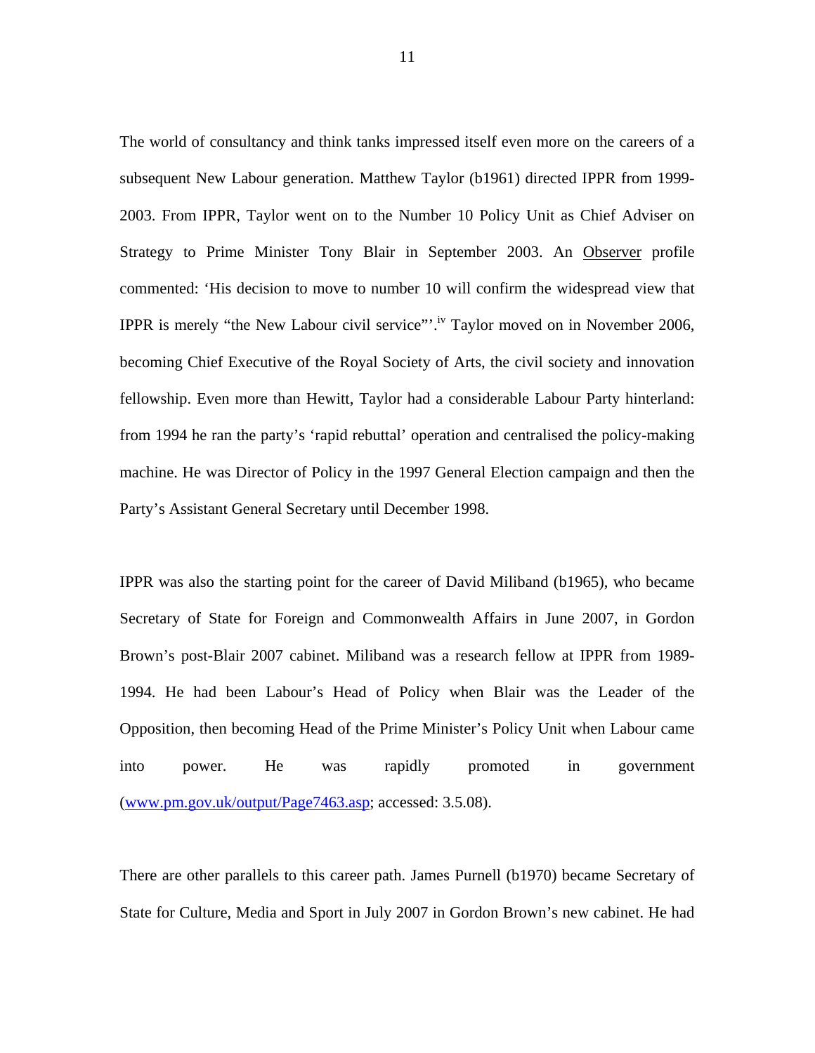The world of consultancy and think tanks impressed itself even more on the careers of a subsequent New Labour generation. Matthew Taylor (b1961) directed IPPR from 1999-2003. From IPPR, Taylor went on to the Number 10 Policy Unit as Chief Adviser on Strategy to Prime Minister Tony Blair in September 2003. An Observer profile commented: 'His decision to move to number 10 will confirm the widespread view that IPPR is merely "the New Labour civil service"'.[iv] Taylor moved on in November 2006, becoming Chief Executive of the Royal Society of Arts, the civil society and innovation fellowship. Even more than Hewitt, Taylor had a considerable Labour Party hinterland: from 1994 he ran the party's 'rapid rebuttal' operation and centralised the policy-making machine. He was Director of Policy in the 1997 General Election campaign and then the Party's Assistant General Secretary until December 1998.

IPPR was also the starting point for the career of David Miliband (b1965), who became Secretary of State for Foreign and Commonwealth Affairs in June 2007, in Gordon Brown's post-Blair 2007 cabinet. Miliband was a research fellow at IPPR from 1989-1994. He had been Labour's Head of Policy when Blair was the Leader of the Opposition, then becoming Head of the Prime Minister's Policy Unit when Labour came into power. He was rapidly promoted in government (www.pm.gov.uk/output/Page7463.asp; accessed: 3.5.08).

There are other parallels to this career path. James Purnell (b1970) became Secretary of State for Culture, Media and Sport in July 2007 in Gordon Brown's new cabinet. He had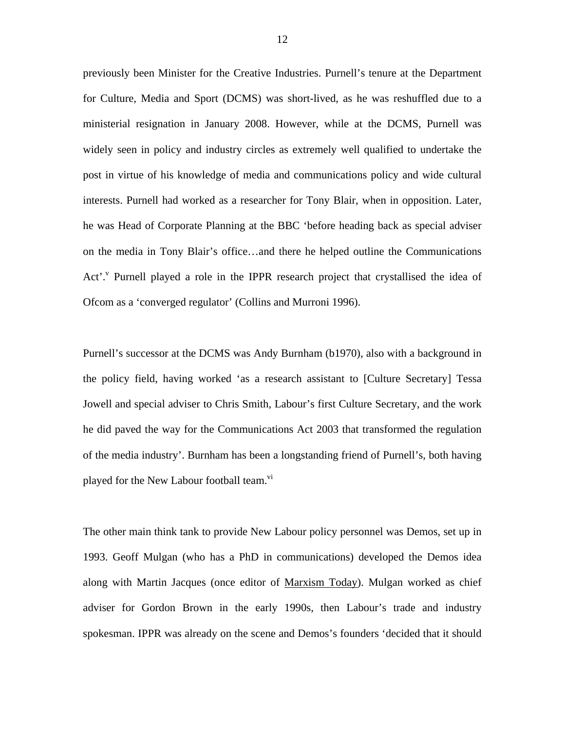previously been Minister for the Creative Industries. Purnell's tenure at the Department for Culture, Media and Sport (DCMS) was short-lived, as he was reshuffled due to a ministerial resignation in January 2008. However, while at the DCMS, Purnell was widely seen in policy and industry circles as extremely well qualified to undertake the post in virtue of his knowledge of media and communications policy and wide cultural interests. Purnell had worked as a researcher for Tony Blair, when in opposition. Later, he was Head of Corporate Planning at the BBC 'before heading back as special adviser on the media in Tony Blair's office…and there he helped outline the Communications Act'.[v] Purnell played a role in the IPPR research project that crystallised the idea of Ofcom as a 'converged regulator' (Collins and Murroni 1996).

Purnell's successor at the DCMS was Andy Burnham (b1970), also with a background in the policy field, having worked 'as a research assistant to [Culture Secretary] Tessa Jowell and special adviser to Chris Smith, Labour's first Culture Secretary, and the work he did paved the way for the Communications Act 2003 that transformed the regulation of the media industry'. Burnham has been a longstanding friend of Purnell's, both having played for the New Labour football team.[vi]

The other main think tank to provide New Labour policy personnel was Demos, set up in 1993. Geoff Mulgan (who has a PhD in communications) developed the Demos idea along with Martin Jacques (once editor of Marxism Today). Mulgan worked as chief adviser for Gordon Brown in the early 1990s, then Labour's trade and industry spokesman. IPPR was already on the scene and Demos's founders 'decided that it should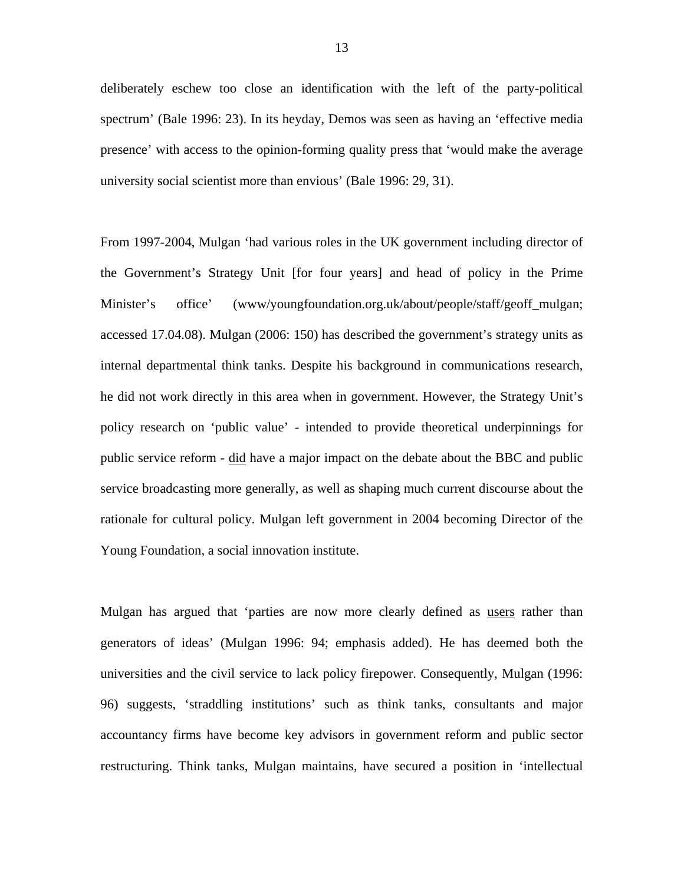deliberately eschew too close an identification with the left of the party-political spectrum' (Bale 1996: 23). In its heyday, Demos was seen as having an 'effective media presence' with access to the opinion-forming quality press that 'would make the average university social scientist more than envious' (Bale 1996: 29, 31).

From 1997-2004, Mulgan 'had various roles in the UK government including director of the Government's Strategy Unit [for four years] and head of policy in the Prime Minister's office' (www/youngfoundation.org.uk/about/people/staff/geoff_mulgan; accessed 17.04.08). Mulgan (2006: 150) has described the government's strategy units as internal departmental think tanks. Despite his background in communications research, he did not work directly in this area when in government. However, the Strategy Unit's policy research on 'public value' - intended to provide theoretical underpinnings for public service reform - <u>did</u> have a major impact on the debate about the BBC and public service broadcasting more generally, as well as shaping much current discourse about the rationale for cultural policy. Mulgan left government in 2004 becoming Director of the Young Foundation, a social innovation institute.

Mulgan has argued that 'parties are now more clearly defined as <u>users</u> rather than generators of ideas' (Mulgan 1996: 94; emphasis added). He has deemed both the universities and the civil service to lack policy firepower. Consequently, Mulgan (1996: 96) suggests, 'straddling institutions' such as think tanks, consultants and major accountancy firms have become key advisors in government reform and public sector restructuring. Think tanks, Mulgan maintains, have secured a position in 'intellectual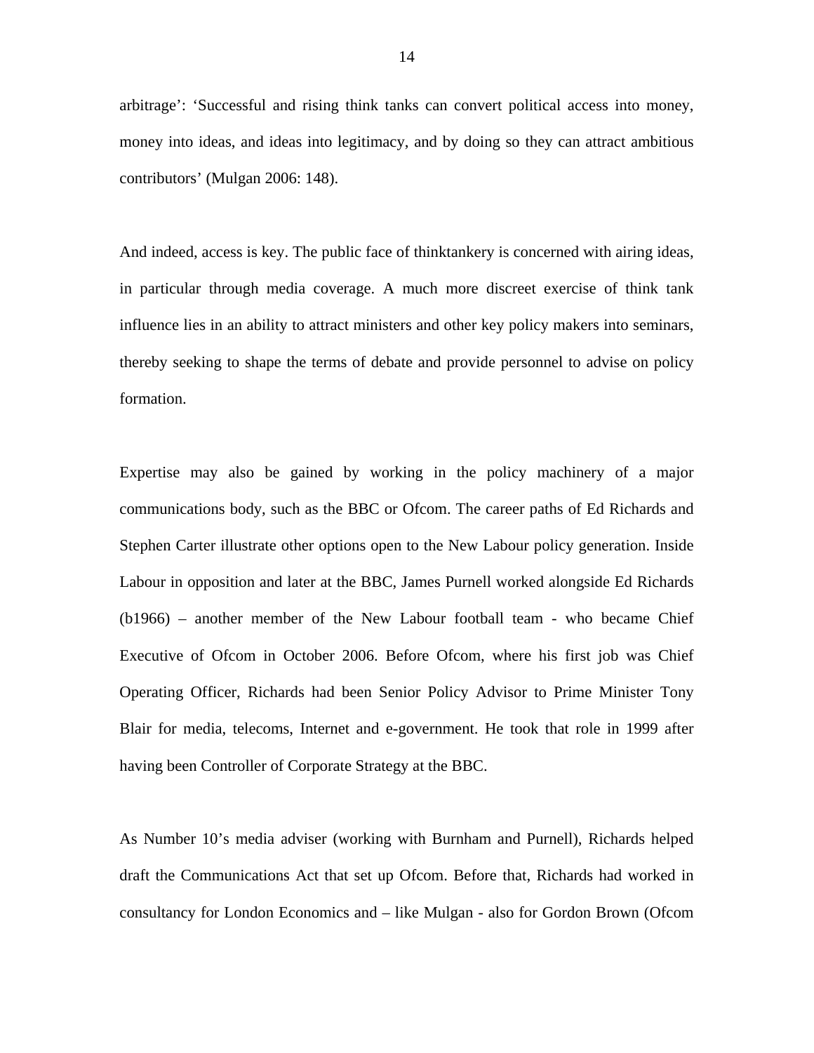arbitrage': 'Successful and rising think tanks can convert political access into money, money into ideas, and ideas into legitimacy, and by doing so they can attract ambitious contributors' (Mulgan 2006: 148).

And indeed, access is key. The public face of thinktankery is concerned with airing ideas, in particular through media coverage. A much more discreet exercise of think tank influence lies in an ability to attract ministers and other key policy makers into seminars, thereby seeking to shape the terms of debate and provide personnel to advise on policy formation.

Expertise may also be gained by working in the policy machinery of a major communications body, such as the BBC or Ofcom. The career paths of Ed Richards and Stephen Carter illustrate other options open to the New Labour policy generation. Inside Labour in opposition and later at the BBC, James Purnell worked alongside Ed Richards (b1966) – another member of the New Labour football team - who became Chief Executive of Ofcom in October 2006. Before Ofcom, where his first job was Chief Operating Officer, Richards had been Senior Policy Advisor to Prime Minister Tony Blair for media, telecoms, Internet and e-government. He took that role in 1999 after having been Controller of Corporate Strategy at the BBC.

As Number 10's media adviser (working with Burnham and Purnell), Richards helped draft the Communications Act that set up Ofcom. Before that, Richards had worked in consultancy for London Economics and – like Mulgan - also for Gordon Brown (Ofcom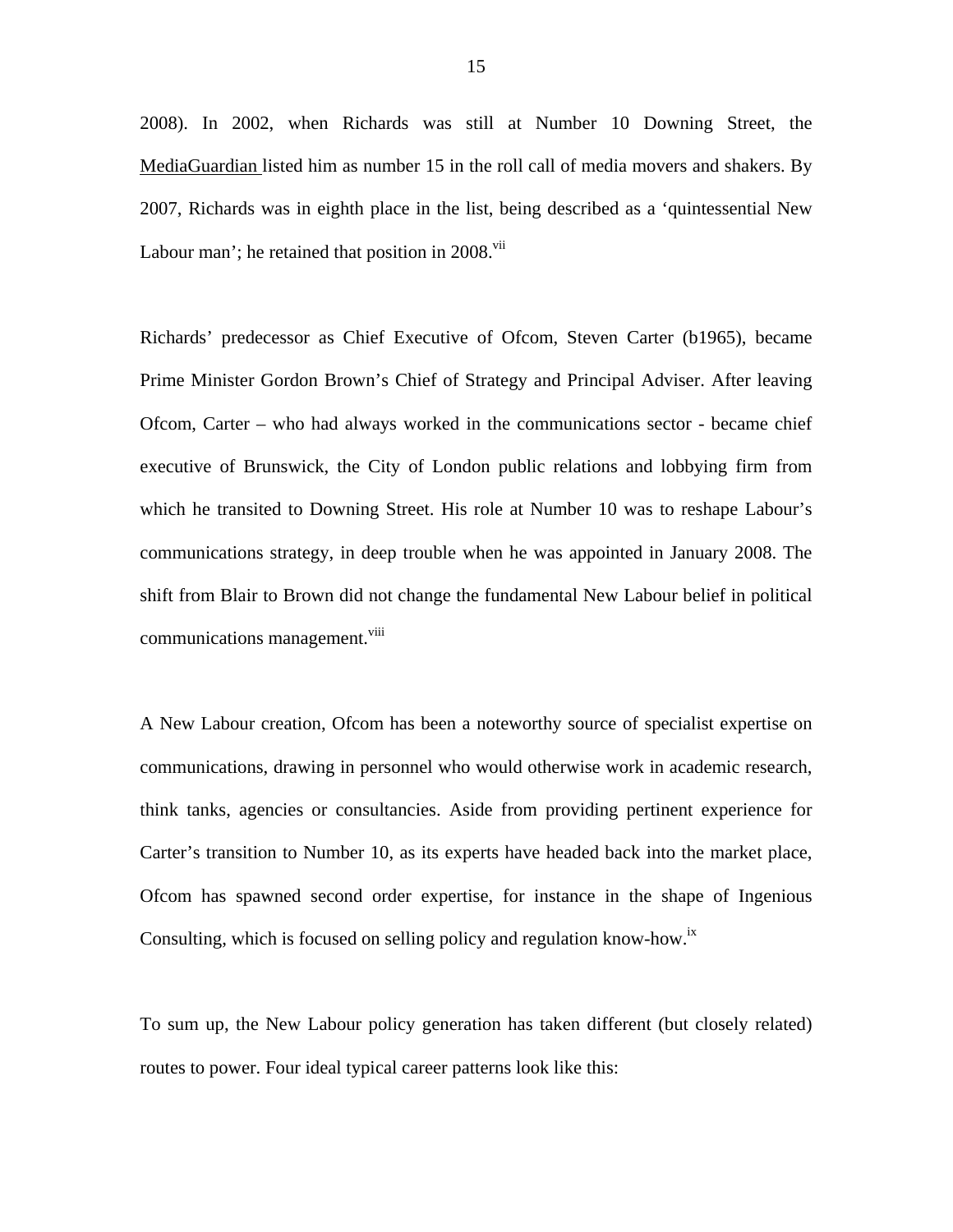2008). In 2002, when Richards was still at Number 10 Downing Street, the MediaGuardian listed him as number 15 in the roll call of media movers and shakers. By 2007, Richards was in eighth place in the list, being described as a 'quintessential New Labour man'; he retained that position in 2008.[vii]

Richards' predecessor as Chief Executive of Ofcom, Steven Carter (b1965), became Prime Minister Gordon Brown's Chief of Strategy and Principal Adviser. After leaving Ofcom, Carter – who had always worked in the communications sector - became chief executive of Brunswick, the City of London public relations and lobbying firm from which he transited to Downing Street. His role at Number 10 was to reshape Labour's communications strategy, in deep trouble when he was appointed in January 2008. The shift from Blair to Brown did not change the fundamental New Labour belief in political communications management.[viii]

A New Labour creation, Ofcom has been a noteworthy source of specialist expertise on communications, drawing in personnel who would otherwise work in academic research, think tanks, agencies or consultancies. Aside from providing pertinent experience for Carter's transition to Number 10, as its experts have headed back into the market place, Ofcom has spawned second order expertise, for instance in the shape of Ingenious Consulting, which is focused on selling policy and regulation know-how.[ix]

To sum up, the New Labour policy generation has taken different (but closely related) routes to power. Four ideal typical career patterns look like this: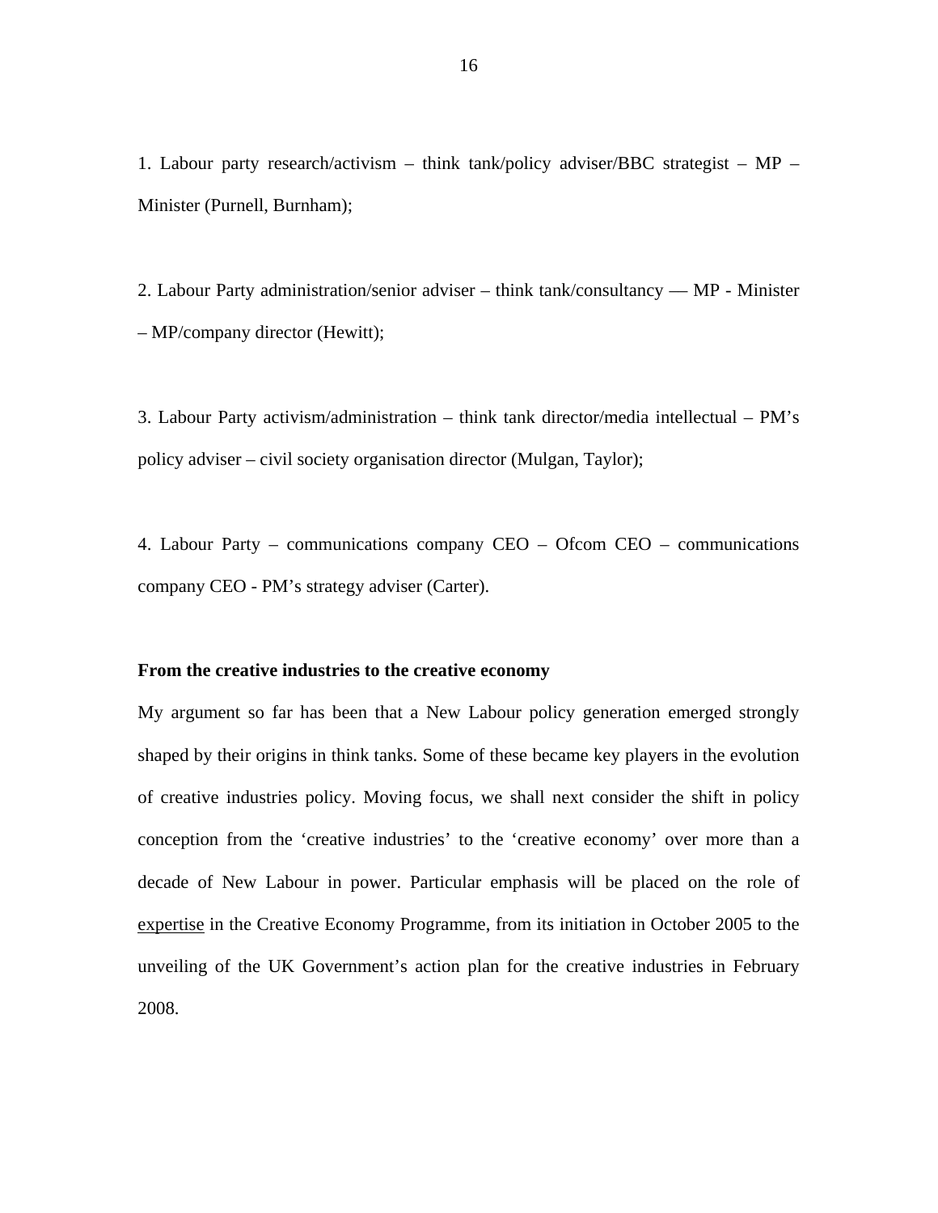1. Labour party research/activism – think tank/policy adviser/BBC strategist – MP – Minister (Purnell, Burnham);

2. Labour Party administration/senior adviser – think tank/consultancy –– MP - Minister – MP/company director (Hewitt);

3. Labour Party activism/administration – think tank director/media intellectual – PM's policy adviser – civil society organisation director (Mulgan, Taylor);

4. Labour Party – communications company CEO – Ofcom CEO – communications company CEO - PM's strategy adviser (Carter).

**From the creative industries to the creative economy**

My argument so far has been that a New Labour policy generation emerged strongly shaped by their origins in think tanks. Some of these became key players in the evolution of creative industries policy. Moving focus, we shall next consider the shift in policy conception from the 'creative industries' to the 'creative economy' over more than a decade of New Labour in power. Particular emphasis will be placed on the role of <u>expertise</u> in the Creative Economy Programme, from its initiation in October 2005 to the unveiling of the UK Government's action plan for the creative industries in February 2008.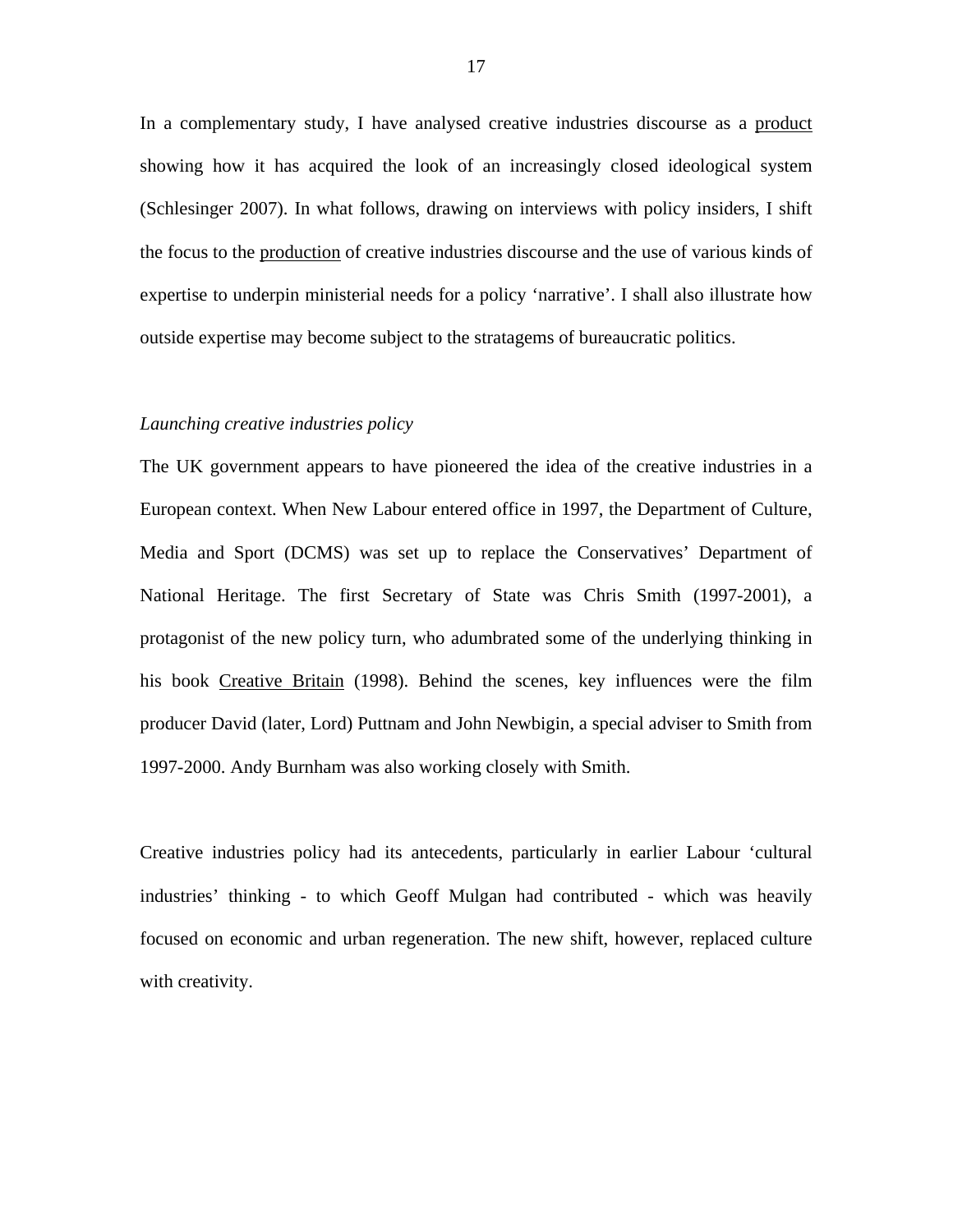In a complementary study, I have analysed creative industries discourse as a <u>product</u> showing how it has acquired the look of an increasingly closed ideological system (Schlesinger 2007). In what follows, drawing on interviews with policy insiders, I shift the focus to the <u>production</u> of creative industries discourse and the use of various kinds of expertise to underpin ministerial needs for a policy 'narrative'. I shall also illustrate how outside expertise may become subject to the stratagems of bureaucratic politics.

*Launching creative industries policy*

The UK government appears to have pioneered the idea of the creative industries in a European context. When New Labour entered office in 1997, the Department of Culture, Media and Sport (DCMS) was set up to replace the Conservatives' Department of National Heritage. The first Secretary of State was Chris Smith (1997-2001), a protagonist of the new policy turn, who adumbrated some of the underlying thinking in his book <u>Creative Britain</u> (1998). Behind the scenes, key influences were the film producer David (later, Lord) Puttnam and John Newbigin, a special adviser to Smith from 1997-2000. Andy Burnham was also working closely with Smith.

Creative industries policy had its antecedents, particularly in earlier Labour 'cultural industries' thinking - to which Geoff Mulgan had contributed - which was heavily focused on economic and urban regeneration. The new shift, however, replaced culture with creativity.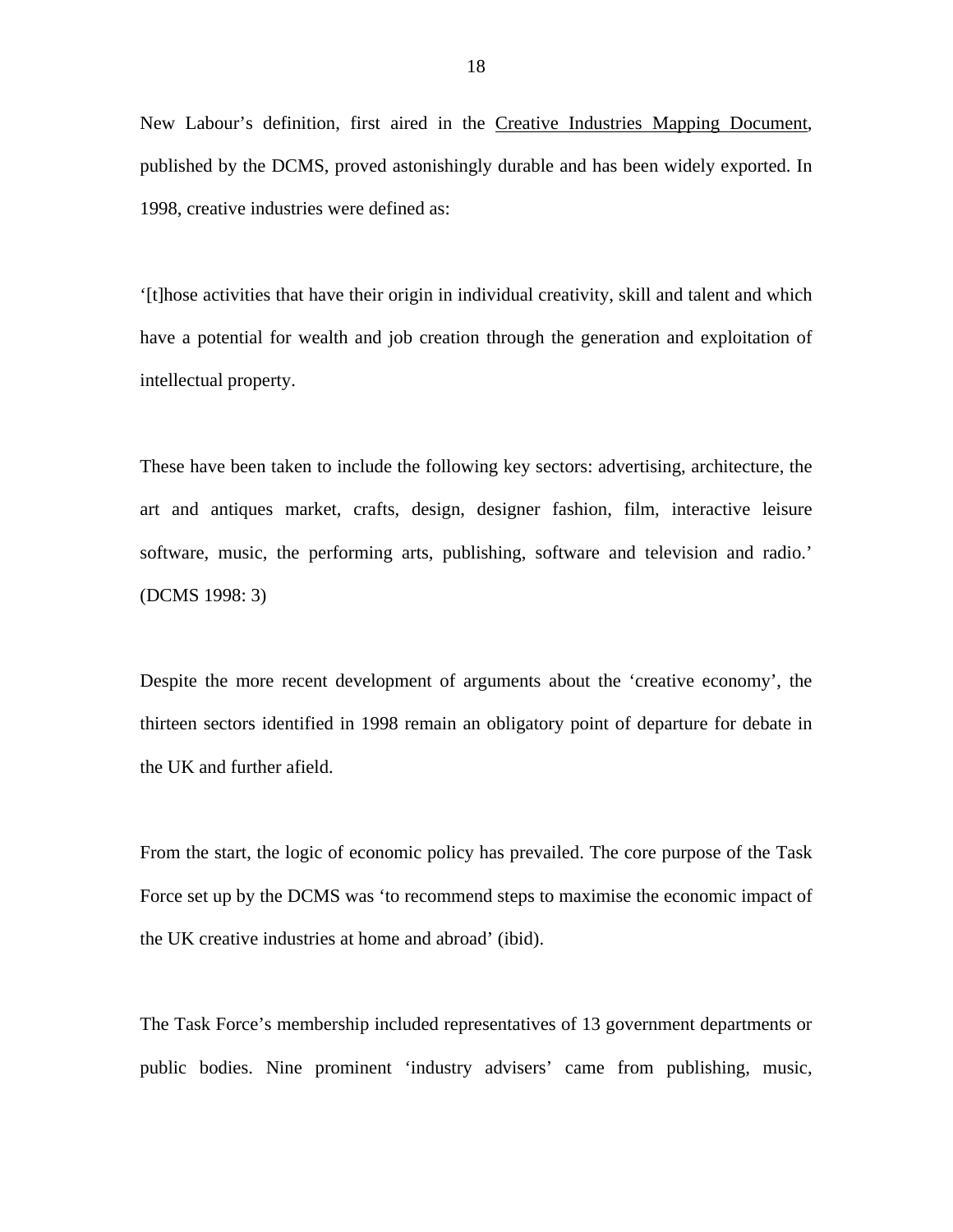New Labour's definition, first aired in the Creative Industries Mapping Document, published by the DCMS, proved astonishingly durable and has been widely exported. In 1998, creative industries were defined as:

'[t]hose activities that have their origin in individual creativity, skill and talent and which have a potential for wealth and job creation through the generation and exploitation of intellectual property.

These have been taken to include the following key sectors: advertising, architecture, the art and antiques market, crafts, design, designer fashion, film, interactive leisure software, music, the performing arts, publishing, software and television and radio.' (DCMS 1998: 3)

Despite the more recent development of arguments about the 'creative economy', the thirteen sectors identified in 1998 remain an obligatory point of departure for debate in the UK and further afield.

From the start, the logic of economic policy has prevailed. The core purpose of the Task Force set up by the DCMS was 'to recommend steps to maximise the economic impact of the UK creative industries at home and abroad' (ibid).

The Task Force's membership included representatives of 13 government departments or public bodies. Nine prominent 'industry advisers' came from publishing, music,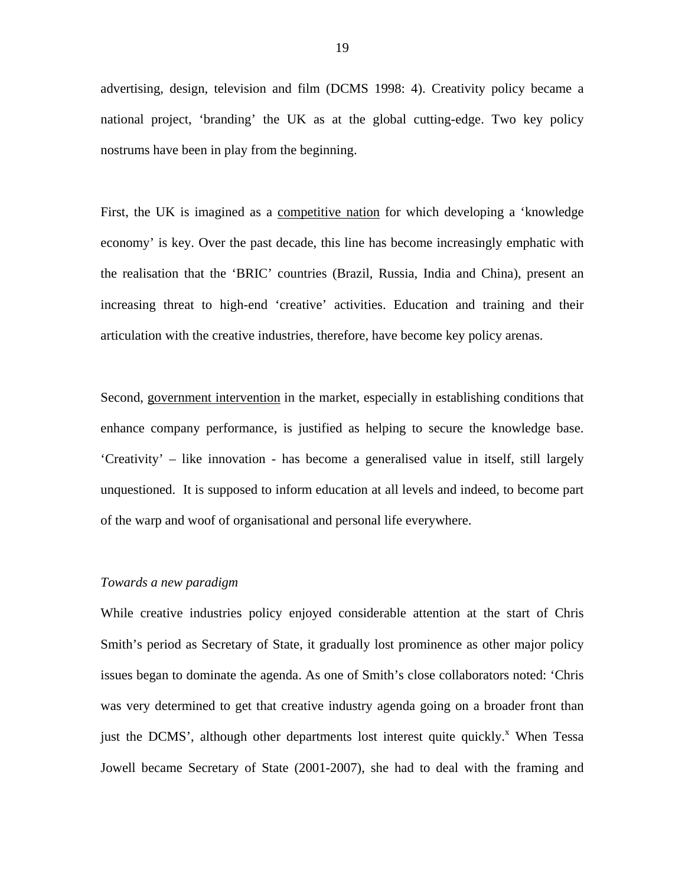advertising, design, television and film (DCMS 1998: 4). Creativity policy became a national project, 'branding' the UK as at the global cutting-edge. Two key policy nostrums have been in play from the beginning.

First, the UK is imagined as a <u>competitive nation</u> for which developing a 'knowledge economy' is key. Over the past decade, this line has become increasingly emphatic with the realisation that the 'BRIC' countries (Brazil, Russia, India and China), present an increasing threat to high-end 'creative' activities. Education and training and their articulation with the creative industries, therefore, have become key policy arenas.

Second, <u>government intervention</u> in the market, especially in establishing conditions that enhance company performance, is justified as helping to secure the knowledge base. 'Creativity' – like innovation - has become a generalised value in itself, still largely unquestioned. It is supposed to inform education at all levels and indeed, to become part of the warp and woof of organisational and personal life everywhere.

*Towards a new paradigm*

While creative industries policy enjoyed considerable attention at the start of Chris Smith's period as Secretary of State, it gradually lost prominence as other major policy issues began to dominate the agenda. As one of Smith's close collaborators noted: 'Chris was very determined to get that creative industry agenda going on a broader front than just the DCMS', although other departments lost interest quite quickly.[x] When Tessa Jowell became Secretary of State (2001-2007), she had to deal with the framing and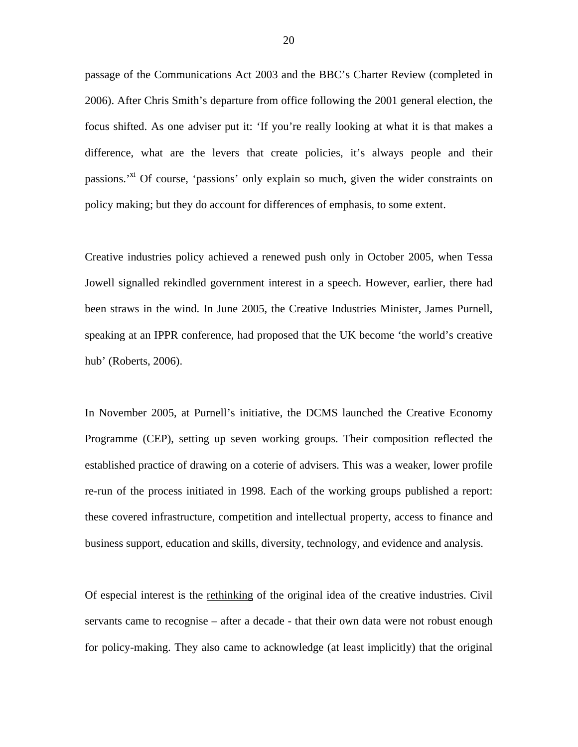passage of the Communications Act 2003 and the BBC's Charter Review (completed in 2006). After Chris Smith's departure from office following the 2001 general election, the focus shifted. As one adviser put it: 'If you're really looking at what it is that makes a difference, what are the levers that create policies, it's always people and their passions.'[xi] Of course, 'passions' only explain so much, given the wider constraints on policy making; but they do account for differences of emphasis, to some extent.

Creative industries policy achieved a renewed push only in October 2005, when Tessa Jowell signalled rekindled government interest in a speech. However, earlier, there had been straws in the wind. In June 2005, the Creative Industries Minister, James Purnell, speaking at an IPPR conference, had proposed that the UK become 'the world's creative hub' (Roberts, 2006).

In November 2005, at Purnell's initiative, the DCMS launched the Creative Economy Programme (CEP), setting up seven working groups. Their composition reflected the established practice of drawing on a coterie of advisers. This was a weaker, lower profile re-run of the process initiated in 1998. Each of the working groups published a report: these covered infrastructure, competition and intellectual property, access to finance and business support, education and skills, diversity, technology, and evidence and analysis.

Of especial interest is the rethinking of the original idea of the creative industries. Civil servants came to recognise – after a decade - that their own data were not robust enough for policy-making. They also came to acknowledge (at least implicitly) that the original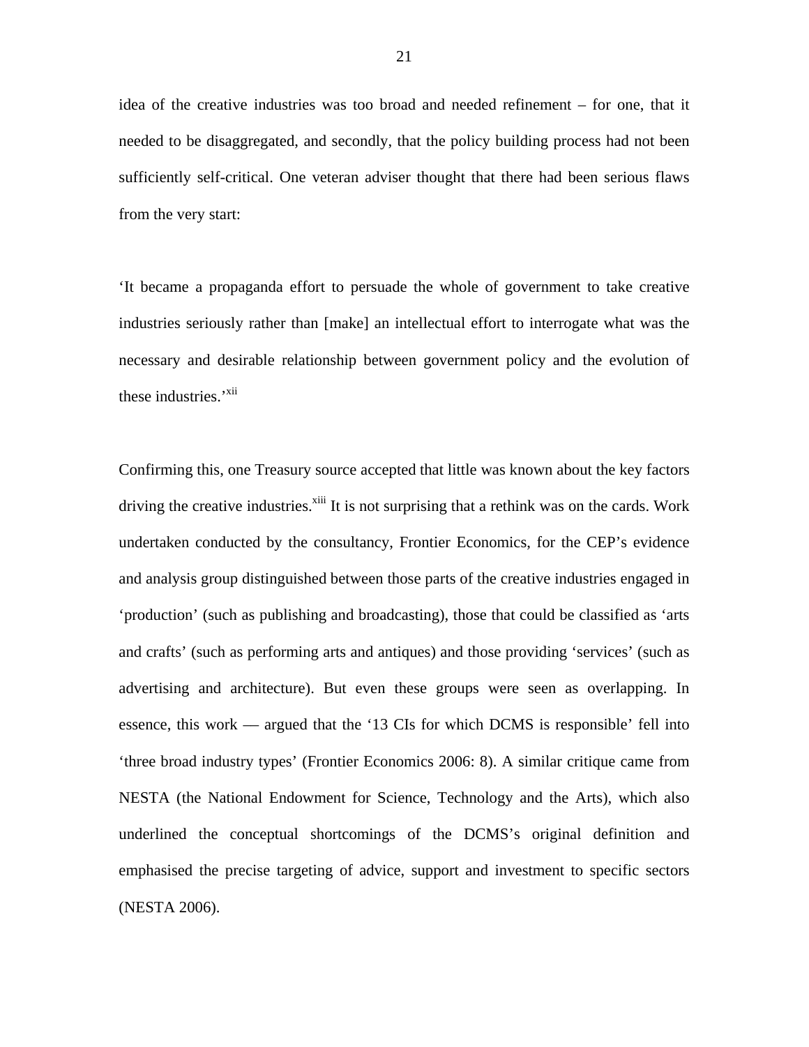idea of the creative industries was too broad and needed refinement – for one, that it needed to be disaggregated, and secondly, that the policy building process had not been sufficiently self-critical. One veteran adviser thought that there had been serious flaws from the very start:

‘It became a propaganda effort to persuade the whole of government to take creative industries seriously rather than [make] an intellectual effort to interrogate what was the necessary and desirable relationship between government policy and the evolution of these industries.’[xii]

Confirming this, one Treasury source accepted that little was known about the key factors driving the creative industries.[xiii] It is not surprising that a rethink was on the cards. Work undertaken conducted by the consultancy, Frontier Economics, for the CEP’s evidence and analysis group distinguished between those parts of the creative industries engaged in ‘production’ (such as publishing and broadcasting), those that could be classified as ‘arts and crafts’ (such as performing arts and antiques) and those providing ‘services’ (such as advertising and architecture). But even these groups were seen as overlapping. In essence, this work — argued that the ‘13 CIs for which DCMS is responsible’ fell into ‘three broad industry types’ (Frontier Economics 2006: 8). A similar critique came from NESTA (the National Endowment for Science, Technology and the Arts), which also underlined the conceptual shortcomings of the DCMS’s original definition and emphasised the precise targeting of advice, support and investment to specific sectors (NESTA 2006).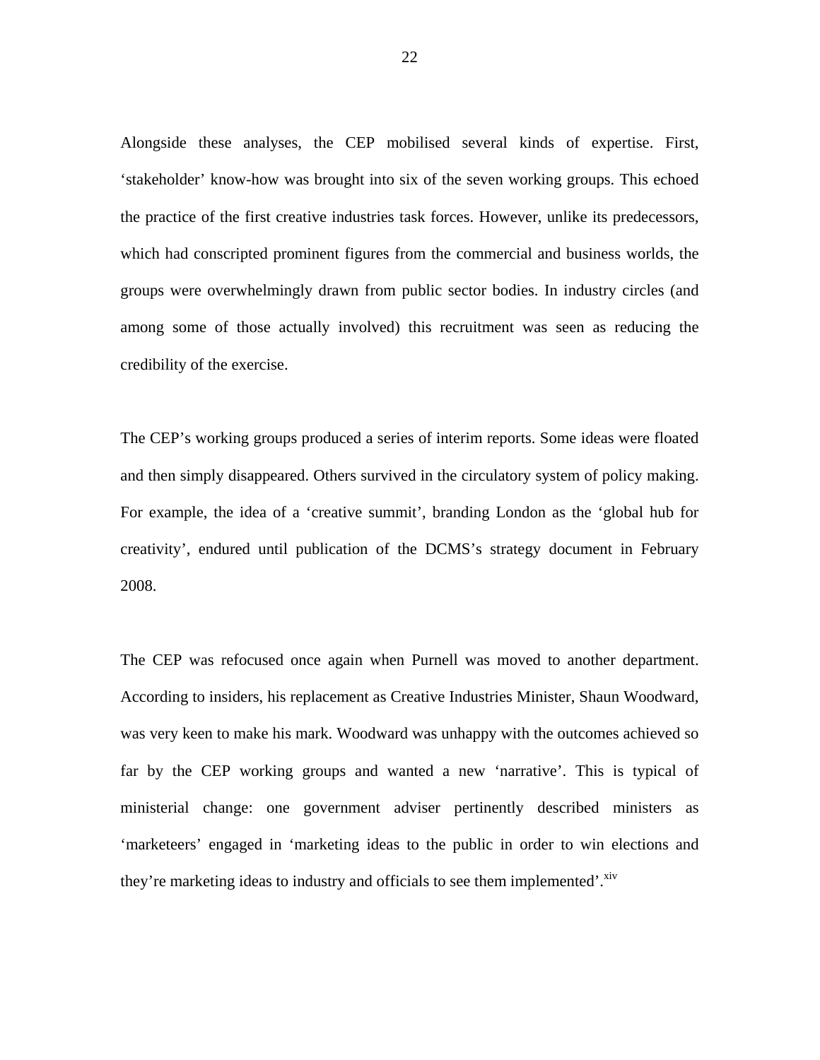Alongside these analyses, the CEP mobilised several kinds of expertise. First, 'stakeholder' know-how was brought into six of the seven working groups. This echoed the practice of the first creative industries task forces. However, unlike its predecessors, which had conscripted prominent figures from the commercial and business worlds, the groups were overwhelmingly drawn from public sector bodies. In industry circles (and among some of those actually involved) this recruitment was seen as reducing the credibility of the exercise.

The CEP's working groups produced a series of interim reports. Some ideas were floated and then simply disappeared. Others survived in the circulatory system of policy making. For example, the idea of a 'creative summit', branding London as the 'global hub for creativity', endured until publication of the DCMS's strategy document in February 2008.

The CEP was refocused once again when Purnell was moved to another department. According to insiders, his replacement as Creative Industries Minister, Shaun Woodward, was very keen to make his mark. Woodward was unhappy with the outcomes achieved so far by the CEP working groups and wanted a new 'narrative'. This is typical of ministerial change: one government adviser pertinently described ministers as 'marketeers' engaged in 'marketing ideas to the public in order to win elections and they're marketing ideas to industry and officials to see them implemented'.[xiv]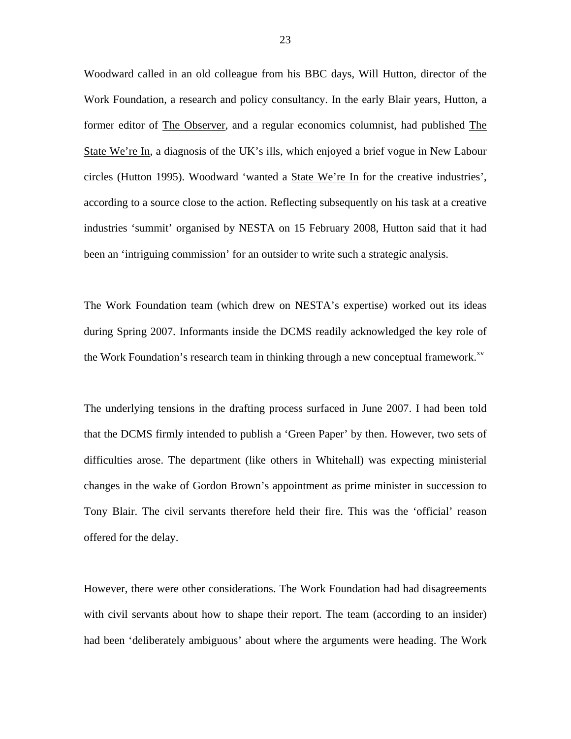Woodward called in an old colleague from his BBC days, Will Hutton, director of the Work Foundation, a research and policy consultancy. In the early Blair years, Hutton, a former editor of The Observer, and a regular economics columnist, had published The State We're In, a diagnosis of the UK's ills, which enjoyed a brief vogue in New Labour circles (Hutton 1995). Woodward 'wanted a State We're In for the creative industries', according to a source close to the action. Reflecting subsequently on his task at a creative industries 'summit' organised by NESTA on 15 February 2008, Hutton said that it had been an 'intriguing commission' for an outsider to write such a strategic analysis.

The Work Foundation team (which drew on NESTA's expertise) worked out its ideas during Spring 2007. Informants inside the DCMS readily acknowledged the key role of the Work Foundation's research team in thinking through a new conceptual framework.[xv]

The underlying tensions in the drafting process surfaced in June 2007. I had been told that the DCMS firmly intended to publish a 'Green Paper' by then. However, two sets of difficulties arose. The department (like others in Whitehall) was expecting ministerial changes in the wake of Gordon Brown's appointment as prime minister in succession to Tony Blair. The civil servants therefore held their fire. This was the 'official' reason offered for the delay.

However, there were other considerations. The Work Foundation had had disagreements with civil servants about how to shape their report. The team (according to an insider) had been 'deliberately ambiguous' about where the arguments were heading. The Work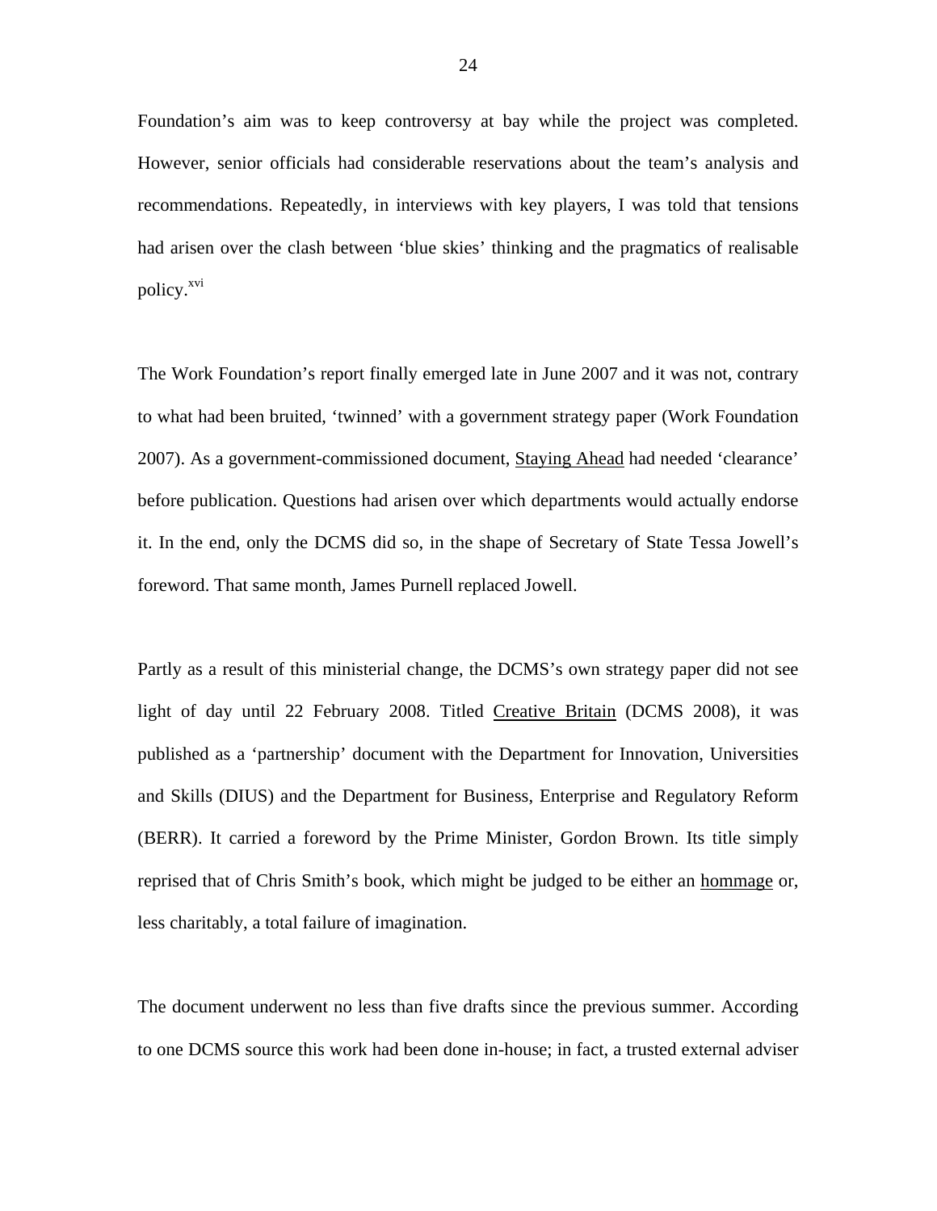Foundation's aim was to keep controversy at bay while the project was completed. However, senior officials had considerable reservations about the team's analysis and recommendations. Repeatedly, in interviews with key players, I was told that tensions had arisen over the clash between 'blue skies' thinking and the pragmatics of realisable policy.[xvi]

The Work Foundation's report finally emerged late in June 2007 and it was not, contrary to what had been bruited, 'twinned' with a government strategy paper (Work Foundation 2007). As a government-commissioned document, Staying Ahead had needed 'clearance' before publication. Questions had arisen over which departments would actually endorse it. In the end, only the DCMS did so, in the shape of Secretary of State Tessa Jowell's foreword. That same month, James Purnell replaced Jowell.

Partly as a result of this ministerial change, the DCMS's own strategy paper did not see light of day until 22 February 2008. Titled Creative Britain (DCMS 2008), it was published as a 'partnership' document with the Department for Innovation, Universities and Skills (DIUS) and the Department for Business, Enterprise and Regulatory Reform (BERR). It carried a foreword by the Prime Minister, Gordon Brown. Its title simply reprised that of Chris Smith's book, which might be judged to be either an hommage or, less charitably, a total failure of imagination.

The document underwent no less than five drafts since the previous summer. According to one DCMS source this work had been done in-house; in fact, a trusted external adviser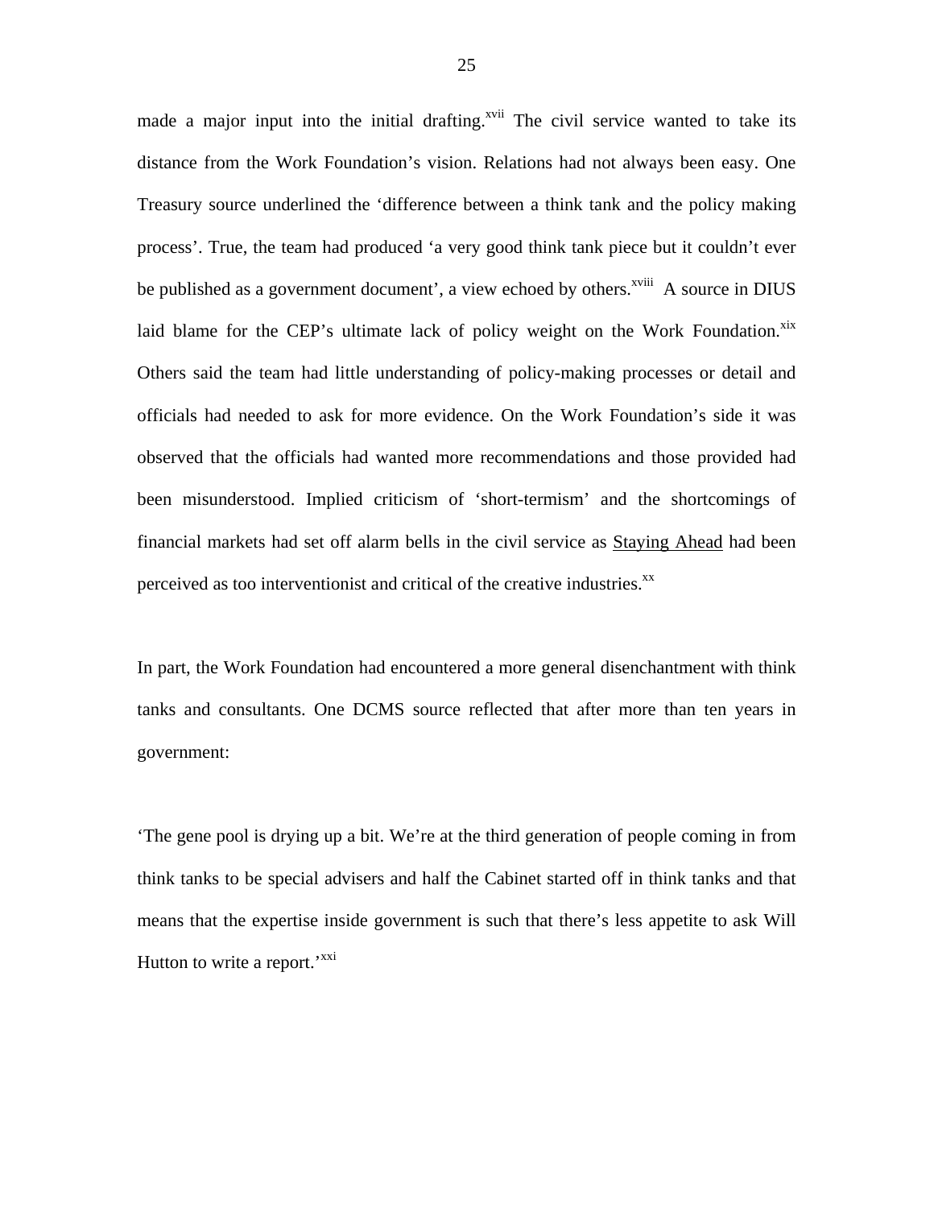made a major input into the initial drafting.[xvii] The civil service wanted to take its distance from the Work Foundation's vision. Relations had not always been easy. One Treasury source underlined the 'difference between a think tank and the policy making process'. True, the team had produced 'a very good think tank piece but it couldn't ever be published as a government document', a view echoed by others.[xviii] A source in DIUS laid blame for the CEP's ultimate lack of policy weight on the Work Foundation.[xix] Others said the team had little understanding of policy-making processes or detail and officials had needed to ask for more evidence. On the Work Foundation's side it was observed that the officials had wanted more recommendations and those provided had been misunderstood. Implied criticism of 'short-termism' and the shortcomings of financial markets had set off alarm bells in the civil service as <u>Staying Ahead</u> had been perceived as too interventionist and critical of the creative industries.[xx]

In part, the Work Foundation had encountered a more general disenchantment with think tanks and consultants. One DCMS source reflected that after more than ten years in government:

'The gene pool is drying up a bit. We're at the third generation of people coming in from think tanks to be special advisers and half the Cabinet started off in think tanks and that means that the expertise inside government is such that there's less appetite to ask Will Hutton to write a report.'[xxi]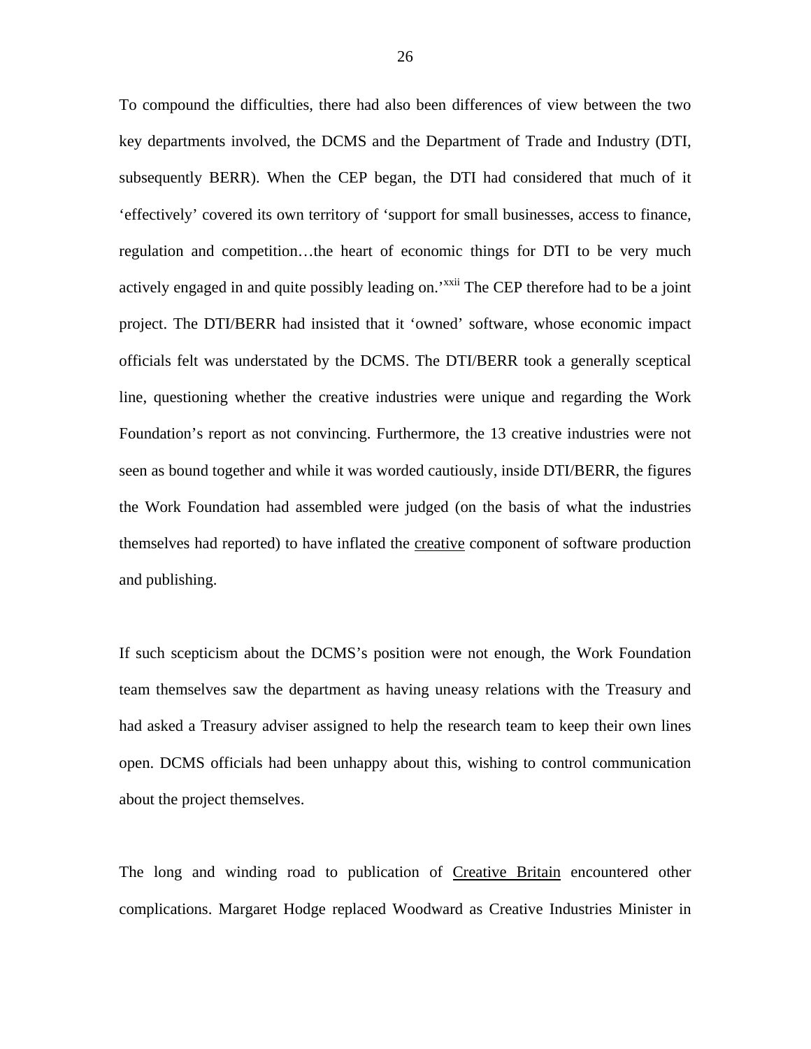To compound the difficulties, there had also been differences of view between the two key departments involved, the DCMS and the Department of Trade and Industry (DTI, subsequently BERR). When the CEP began, the DTI had considered that much of it 'effectively' covered its own territory of 'support for small businesses, access to finance, regulation and competition…the heart of economic things for DTI to be very much actively engaged in and quite possibly leading on.'[xxii] The CEP therefore had to be a joint project. The DTI/BERR had insisted that it 'owned' software, whose economic impact officials felt was understated by the DCMS. The DTI/BERR took a generally sceptical line, questioning whether the creative industries were unique and regarding the Work Foundation's report as not convincing. Furthermore, the 13 creative industries were not seen as bound together and while it was worded cautiously, inside DTI/BERR, the figures the Work Foundation had assembled were judged (on the basis of what the industries themselves had reported) to have inflated the <u>creative</u> component of software production and publishing.

If such scepticism about the DCMS's position were not enough, the Work Foundation team themselves saw the department as having uneasy relations with the Treasury and had asked a Treasury adviser assigned to help the research team to keep their own lines open. DCMS officials had been unhappy about this, wishing to control communication about the project themselves.

The long and winding road to publication of <u>Creative Britain</u> encountered other complications. Margaret Hodge replaced Woodward as Creative Industries Minister in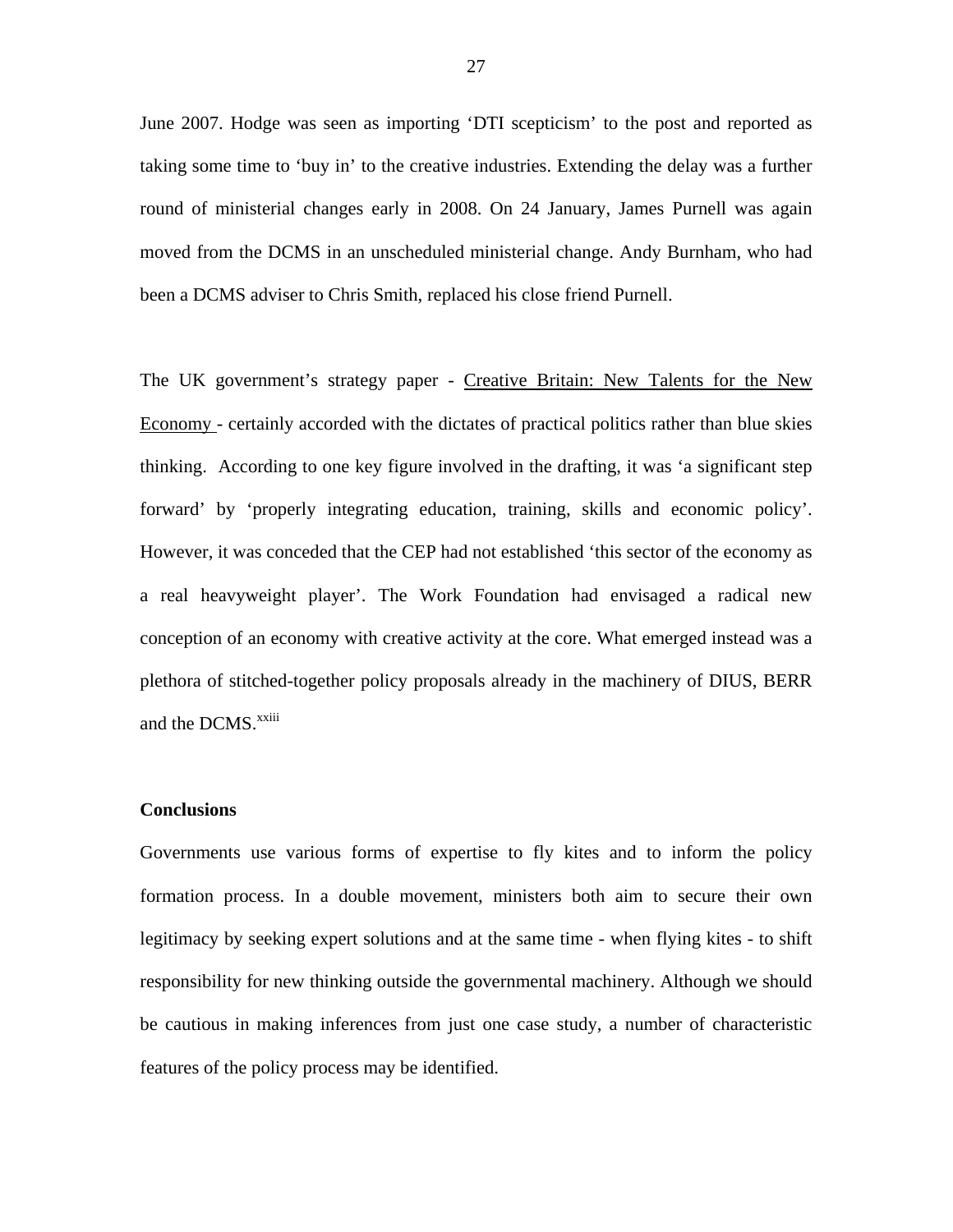June 2007. Hodge was seen as importing 'DTI scepticism' to the post and reported as taking some time to 'buy in' to the creative industries. Extending the delay was a further round of ministerial changes early in 2008. On 24 January, James Purnell was again moved from the DCMS in an unscheduled ministerial change. Andy Burnham, who had been a DCMS adviser to Chris Smith, replaced his close friend Purnell.

The UK government's strategy paper - Creative Britain: New Talents for the New Economy - certainly accorded with the dictates of practical politics rather than blue skies thinking. According to one key figure involved in the drafting, it was 'a significant step forward' by 'properly integrating education, training, skills and economic policy'. However, it was conceded that the CEP had not established 'this sector of the economy as a real heavyweight player'. The Work Foundation had envisaged a radical new conception of an economy with creative activity at the core. What emerged instead was a plethora of stitched-together policy proposals already in the machinery of DIUS, BERR and the DCMS.[xxiii]

**Conclusions**

Governments use various forms of expertise to fly kites and to inform the policy formation process. In a double movement, ministers both aim to secure their own legitimacy by seeking expert solutions and at the same time - when flying kites - to shift responsibility for new thinking outside the governmental machinery. Although we should be cautious in making inferences from just one case study, a number of characteristic features of the policy process may be identified.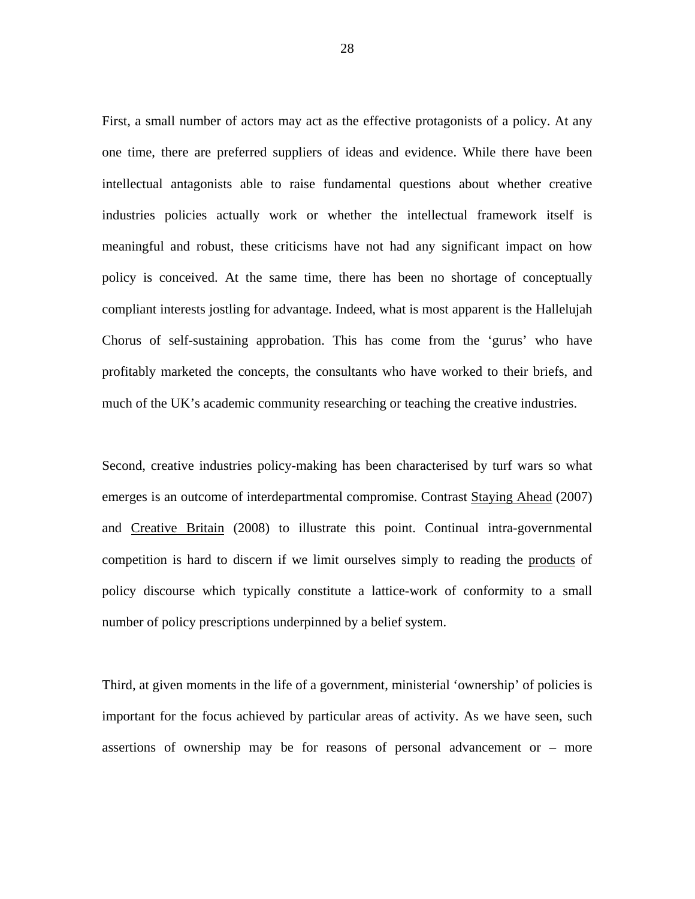First, a small number of actors may act as the effective protagonists of a policy. At any one time, there are preferred suppliers of ideas and evidence. While there have been intellectual antagonists able to raise fundamental questions about whether creative industries policies actually work or whether the intellectual framework itself is meaningful and robust, these criticisms have not had any significant impact on how policy is conceived. At the same time, there has been no shortage of conceptually compliant interests jostling for advantage. Indeed, what is most apparent is the Hallelujah Chorus of self-sustaining approbation. This has come from the 'gurus' who have profitably marketed the concepts, the consultants who have worked to their briefs, and much of the UK's academic community researching or teaching the creative industries.

Second, creative industries policy-making has been characterised by turf wars so what emerges is an outcome of interdepartmental compromise. Contrast Staying Ahead (2007) and Creative Britain (2008) to illustrate this point. Continual intra-governmental competition is hard to discern if we limit ourselves simply to reading the products of policy discourse which typically constitute a lattice-work of conformity to a small number of policy prescriptions underpinned by a belief system.

Third, at given moments in the life of a government, ministerial 'ownership' of policies is important for the focus achieved by particular areas of activity. As we have seen, such assertions of ownership may be for reasons of personal advancement or – more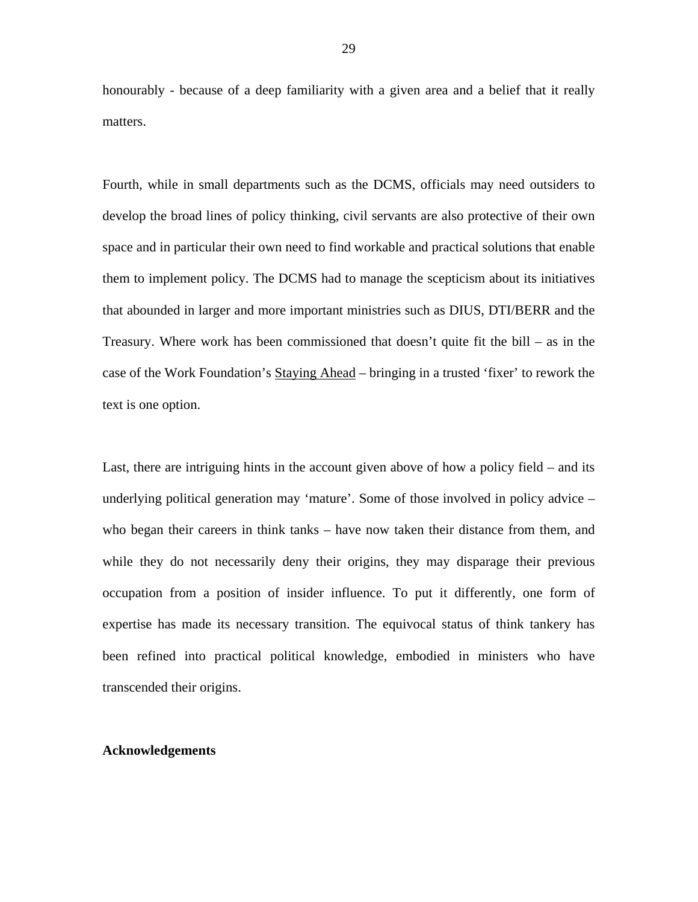honourably - because of a deep familiarity with a given area and a belief that it really matters.

Fourth, while in small departments such as the DCMS, officials may need outsiders to develop the broad lines of policy thinking, civil servants are also protective of their own space and in particular their own need to find workable and practical solutions that enable them to implement policy. The DCMS had to manage the scepticism about its initiatives that abounded in larger and more important ministries such as DIUS, DTI/BERR and the Treasury. Where work has been commissioned that doesn't quite fit the bill – as in the case of the Work Foundation's <u>Staying Ahead</u> – bringing in a trusted 'fixer' to rework the text is one option.

Last, there are intriguing hints in the account given above of how a policy field – and its underlying political generation may 'mature'. Some of those involved in policy advice – who began their careers in think tanks – have now taken their distance from them, and while they do not necessarily deny their origins, they may disparage their previous occupation from a position of insider influence. To put it differently, one form of expertise has made its necessary transition. The equivocal status of think tankery has been refined into practical political knowledge, embodied in ministers who have transcended their origins.

**Acknowledgements**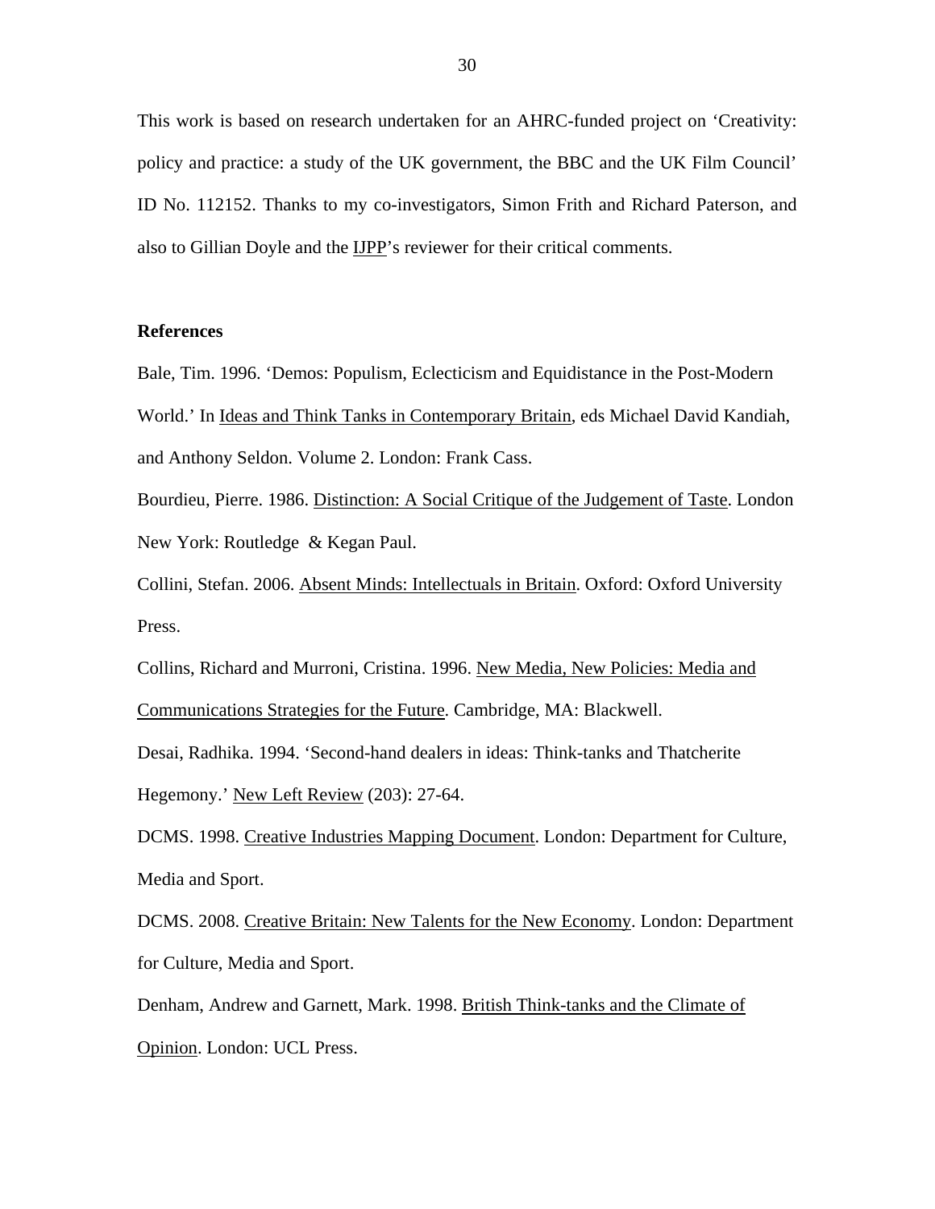This work is based on research undertaken for an AHRC-funded project on 'Creativity: policy and practice: a study of the UK government, the BBC and the UK Film Council' ID No. 112152. Thanks to my co-investigators, Simon Frith and Richard Paterson, and also to Gillian Doyle and the IJPP's reviewer for their critical comments.

**References**

Bale, Tim. 1996. 'Demos: Populism, Eclecticism and Equidistance in the Post-Modern World.' In Ideas and Think Tanks in Contemporary Britain, eds Michael David Kandiah, and Anthony Seldon. Volume 2. London: Frank Cass.

Bourdieu, Pierre. 1986. Distinction: A Social Critique of the Judgement of Taste. London New York: Routledge & Kegan Paul.

Collini, Stefan. 2006. Absent Minds: Intellectuals in Britain. Oxford: Oxford University Press.

Collins, Richard and Murroni, Cristina. 1996. New Media, New Policies: Media and Communications Strategies for the Future. Cambridge, MA: Blackwell.

Desai, Radhika. 1994. 'Second-hand dealers in ideas: Think-tanks and Thatcherite Hegemony.' New Left Review (203): 27-64.

DCMS. 1998. Creative Industries Mapping Document. London: Department for Culture, Media and Sport.

DCMS. 2008. Creative Britain: New Talents for the New Economy. London: Department for Culture, Media and Sport.

Denham, Andrew and Garnett, Mark. 1998. British Think-tanks and the Climate of Opinion. London: UCL Press.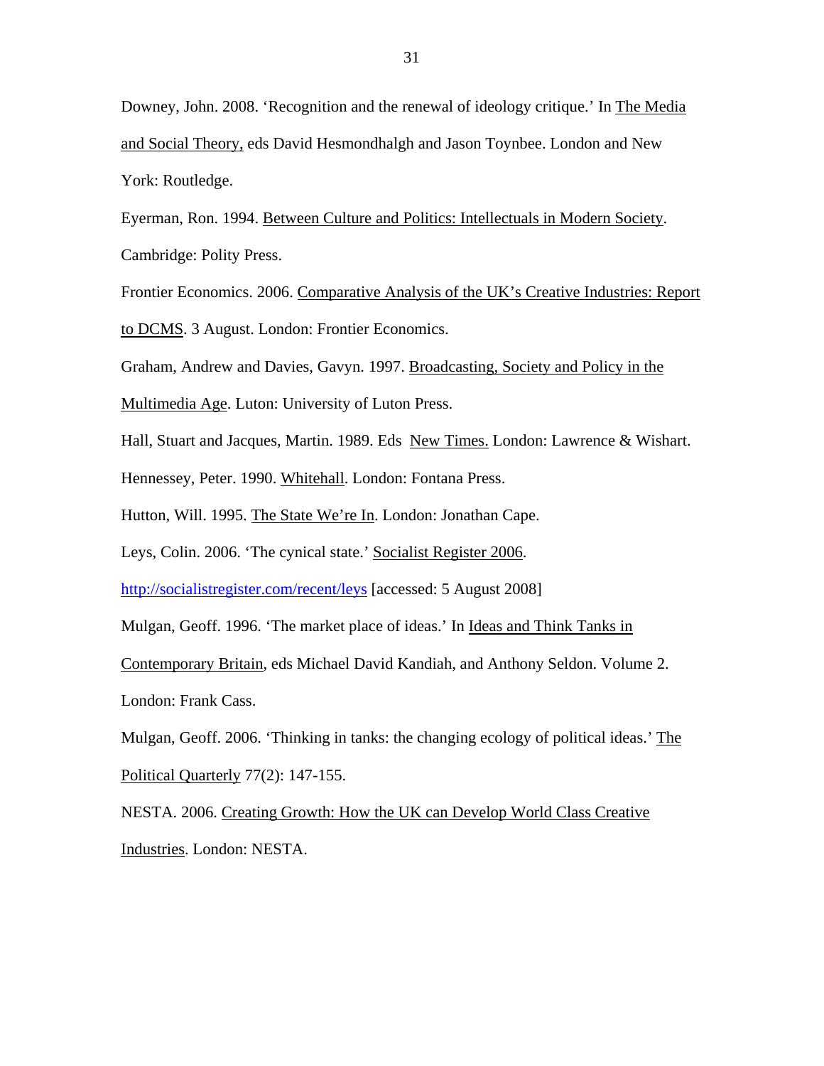Downey, John. 2008. 'Recognition and the renewal of ideology critique.' In The Media and Social Theory, eds David Hesmondhalgh and Jason Toynbee. London and New York: Routledge.

Eyerman, Ron. 1994. Between Culture and Politics: Intellectuals in Modern Society. Cambridge: Polity Press.

Frontier Economics. 2006. Comparative Analysis of the UK's Creative Industries: Report to DCMS. 3 August. London: Frontier Economics.

Graham, Andrew and Davies, Gavyn. 1997. Broadcasting, Society and Policy in the Multimedia Age. Luton: University of Luton Press.

Hall, Stuart and Jacques, Martin. 1989. Eds New Times. London: Lawrence & Wishart.

Hennessey, Peter. 1990. Whitehall. London: Fontana Press.

Hutton, Will. 1995. The State We're In. London: Jonathan Cape.

Leys, Colin. 2006. 'The cynical state.' Socialist Register 2006. http://socialistregister.com/recent/leys [accessed: 5 August 2008]

Mulgan, Geoff. 1996. 'The market place of ideas.' In Ideas and Think Tanks in Contemporary Britain, eds Michael David Kandiah, and Anthony Seldon. Volume 2. London: Frank Cass.

Mulgan, Geoff. 2006. 'Thinking in tanks: the changing ecology of political ideas.' The Political Quarterly 77(2): 147-155.

NESTA. 2006. Creating Growth: How the UK can Develop World Class Creative Industries. London: NESTA.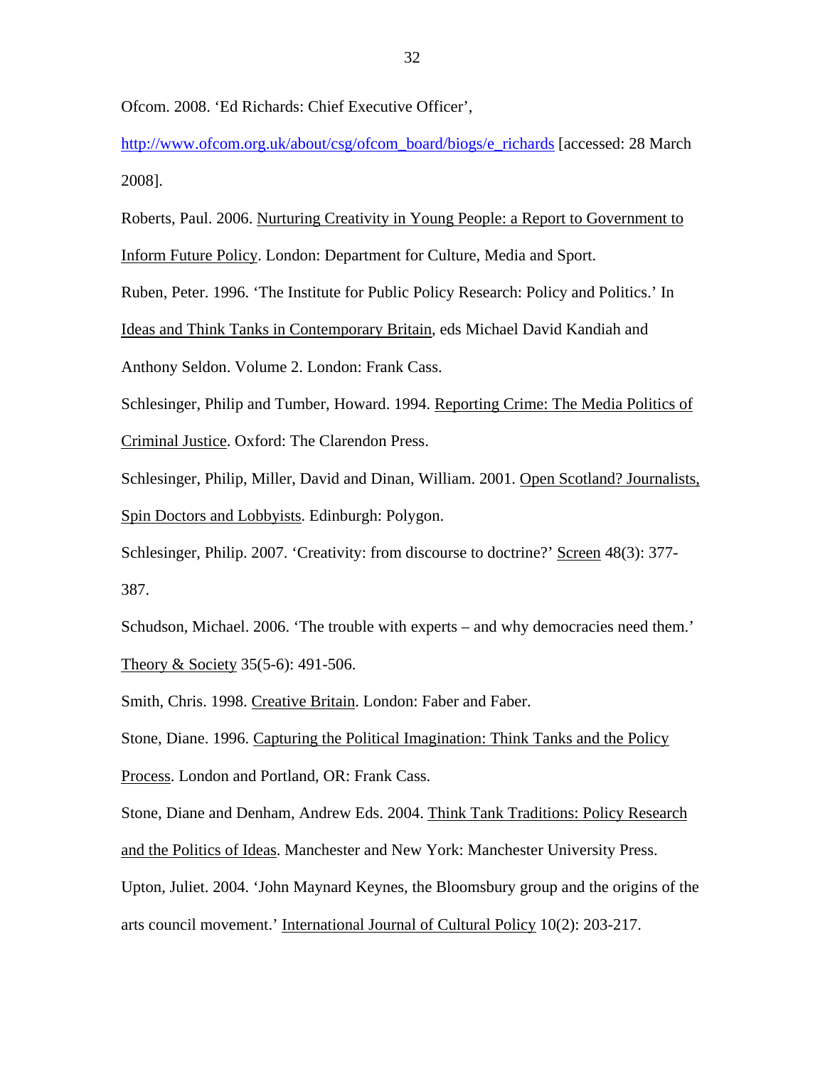Ofcom. 2008. 'Ed Richards: Chief Executive Officer', http://www.ofcom.org.uk/about/csg/ofcom_board/biogs/e_richards [accessed: 28 March 2008].

Roberts, Paul. 2006. Nurturing Creativity in Young People: a Report to Government to Inform Future Policy. London: Department for Culture, Media and Sport.

Ruben, Peter. 1996. 'The Institute for Public Policy Research: Policy and Politics.' In Ideas and Think Tanks in Contemporary Britain, eds Michael David Kandiah and Anthony Seldon. Volume 2. London: Frank Cass.

Schlesinger, Philip and Tumber, Howard. 1994. Reporting Crime: The Media Politics of Criminal Justice. Oxford: The Clarendon Press.

Schlesinger, Philip, Miller, David and Dinan, William. 2001. Open Scotland? Journalists, Spin Doctors and Lobbyists. Edinburgh: Polygon.

Schlesinger, Philip. 2007. 'Creativity: from discourse to doctrine?' Screen 48(3): 377-387.

Schudson, Michael. 2006. 'The trouble with experts – and why democracies need them.' Theory & Society 35(5-6): 491-506.

Smith, Chris. 1998. Creative Britain. London: Faber and Faber.

Stone, Diane. 1996. Capturing the Political Imagination: Think Tanks and the Policy Process. London and Portland, OR: Frank Cass.

Stone, Diane and Denham, Andrew Eds. 2004. Think Tank Traditions: Policy Research and the Politics of Ideas. Manchester and New York: Manchester University Press.

Upton, Juliet. 2004. 'John Maynard Keynes, the Bloomsbury group and the origins of the arts council movement.' International Journal of Cultural Policy 10(2): 203-217.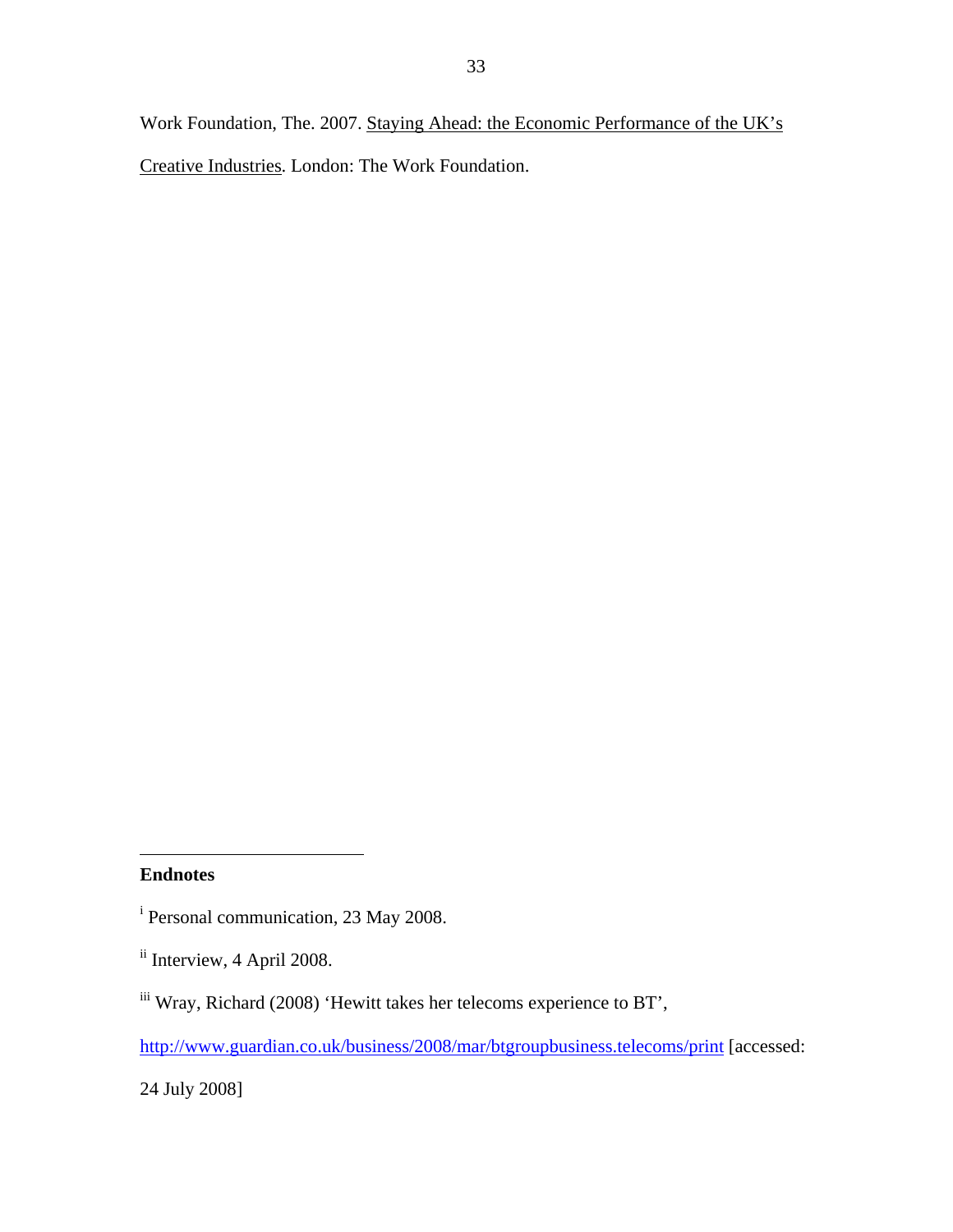Work Foundation, The. 2007. Staying Ahead: the Economic Performance of the UK's Creative Industries. London: The Work Foundation.

---

**Endnotes**

[i] Personal communication, 23 May 2008.

[ii] Interview, 4 April 2008.

[iii] Wray, Richard (2008) 'Hewitt takes her telecoms experience to BT', http://www.guardian.co.uk/business/2008/mar/btgroupbusiness.telecoms/print [accessed: 24 July 2008]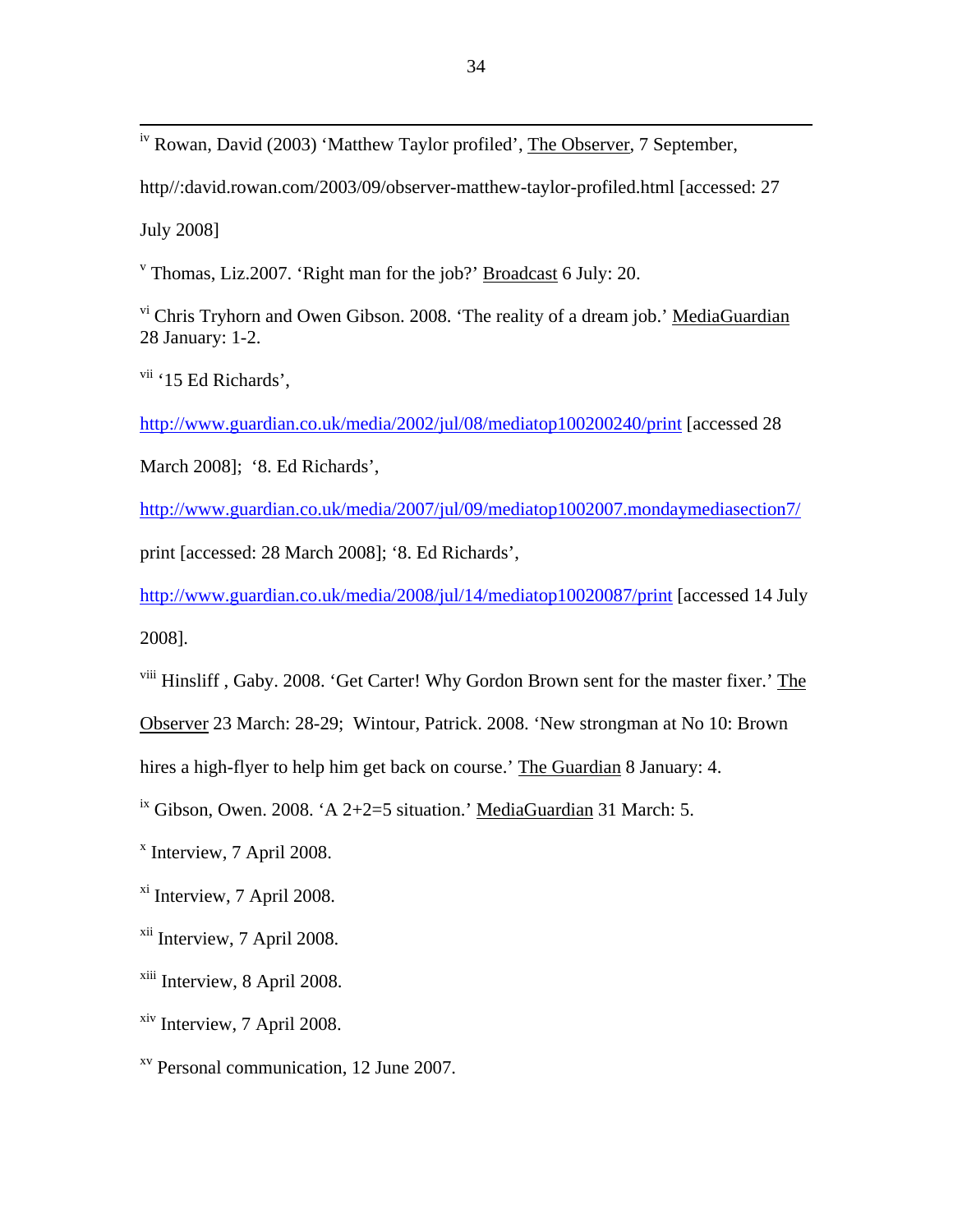[iv] Rowan, David (2003) 'Matthew Taylor profiled', The Observer, 7 September, http//:david.rowan.com/2003/09/observer-matthew-taylor-profiled.html [accessed: 27 July 2008]

[v] Thomas, Liz.2007. 'Right man for the job?' Broadcast 6 July: 20.

[vi] Chris Tryhorn and Owen Gibson. 2008. 'The reality of a dream job.' MediaGuardian 28 January: 1-2.

[vii] '15 Ed Richards', http://www.guardian.co.uk/media/2002/jul/08/mediatop100200240/print [accessed 28 March 2008]; '8. Ed Richards', http://www.guardian.co.uk/media/2007/jul/09/mediatop1002007.mondaymediasection7/print [accessed: 28 March 2008]; '8. Ed Richards', http://www.guardian.co.uk/media/2008/jul/14/mediatop10020087/print [accessed 14 July 2008].

[viii] Hinsliff , Gaby. 2008. 'Get Carter! Why Gordon Brown sent for the master fixer.' The Observer 23 March: 28-29; Wintour, Patrick. 2008. 'New strongman at No 10: Brown hires a high-flyer to help him get back on course.' The Guardian 8 January: 4.

[ix] Gibson, Owen. 2008. 'A 2+2=5 situation.' MediaGuardian 31 March: 5.

[x] Interview, 7 April 2008.

[xi] Interview, 7 April 2008.

[xii] Interview, 7 April 2008.

[xiii] Interview, 8 April 2008.

[xiv] Interview, 7 April 2008.

[xv] Personal communication, 12 June 2007.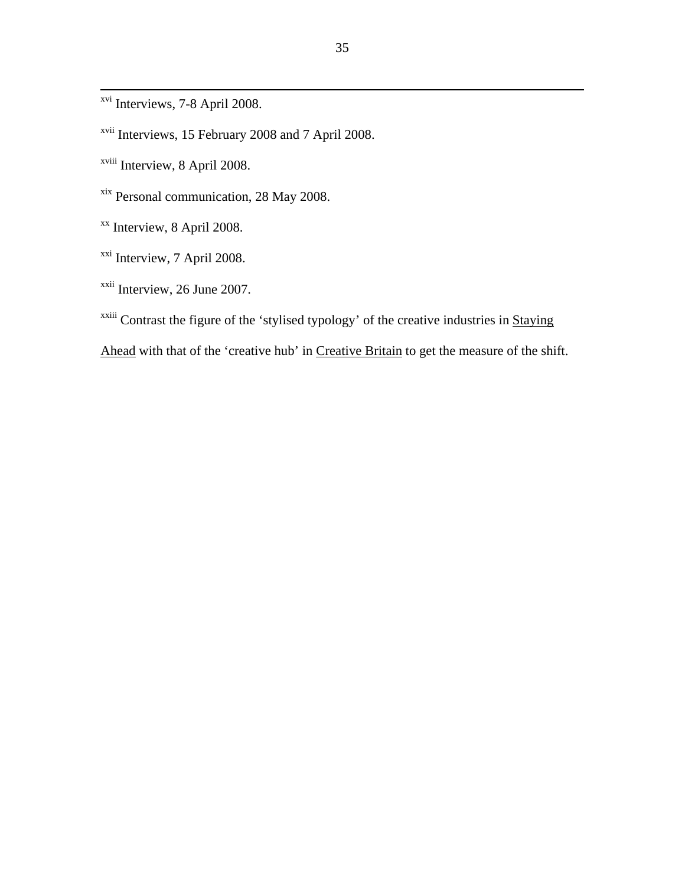[xvi] Interviews, 7-8 April 2008.

[xvii] Interviews, 15 February 2008 and 7 April 2008.

[xviii] Interview, 8 April 2008.

[xix] Personal communication, 28 May 2008.

[xx] Interview, 8 April 2008.

[xxi] Interview, 7 April 2008.

[xxii] Interview, 26 June 2007.

[xxiii] Contrast the figure of the 'stylised typology' of the creative industries in Staying Ahead with that of the 'creative hub' in Creative Britain to get the measure of the shift.